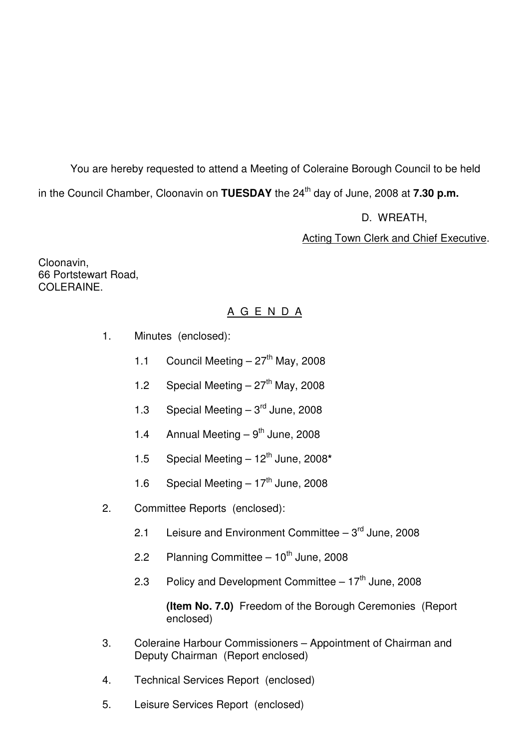You are hereby requested to attend a Meeting of Coleraine Borough Council to be held in the Council Chamber, Cloonavin on **TUESDAY** the 24th day of June, 2008 at **7.30 p.m.**

D. WREATH,

Acting Town Clerk and Chief Executive.

Cloonavin,
66 Portstewart Road,
COLERAINE.

## A G E N D A

1. Minutes (enclosed):

   1.1 Council Meeting – 27th May, 2008

   1.2 Special Meeting – 27th May, 2008

   1.3 Special Meeting – 3rd June, 2008

   1.4 Annual Meeting – 9th June, 2008

   1.5 Special Meeting – 12th June, 2008*

   1.6 Special Meeting – 17th June, 2008

2. Committee Reports (enclosed):

   2.1 Leisure and Environment Committee – 3rd June, 2008

   2.2 Planning Committee – 10th June, 2008

   2.3 Policy and Development Committee – 17th June, 2008

   **(Item No. 7.0)** Freedom of the Borough Ceremonies (Report enclosed)

3. Coleraine Harbour Commissioners – Appointment of Chairman and Deputy Chairman (Report enclosed)

4. Technical Services Report (enclosed)

5. Leisure Services Report (enclosed)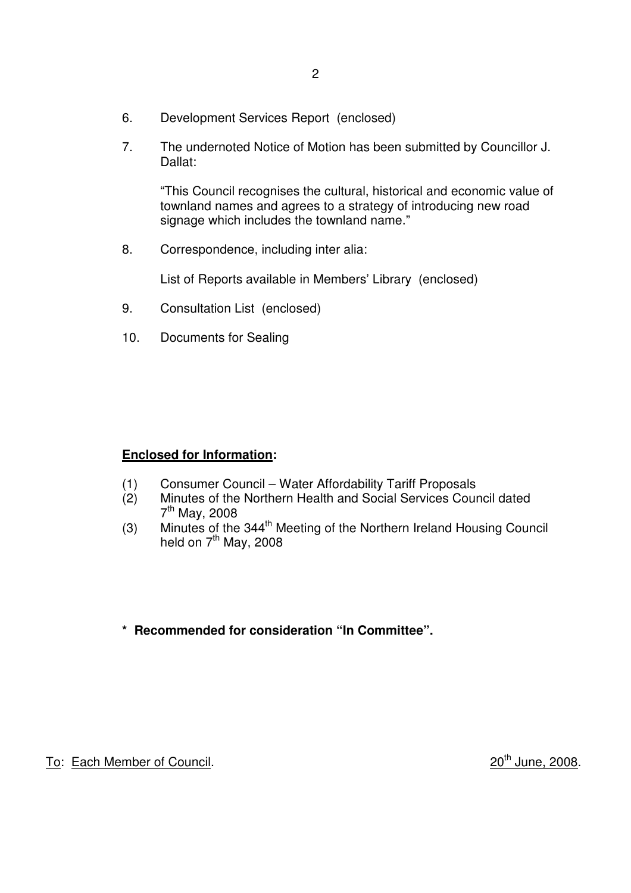6. Development Services Report (enclosed)

7. The undernoted Notice of Motion has been submitted by Councillor J. Dallat:

   "This Council recognises the cultural, historical and economic value of townland names and agrees to a strategy of introducing new road signage which includes the townland name."

8. Correspondence, including inter alia:

   List of Reports available in Members' Library (enclosed)

9. Consultation List (enclosed)

10. Documents for Sealing

**Enclosed for Information:**

(1) Consumer Council – Water Affordability Tariff Proposals
(2) Minutes of the Northern Health and Social Services Council dated 7th May, 2008
(3) Minutes of the 344th Meeting of the Northern Ireland Housing Council held on 7th May, 2008

**\* Recommended for consideration "In Committee".**

To: Each Member of Council. 20th June, 2008.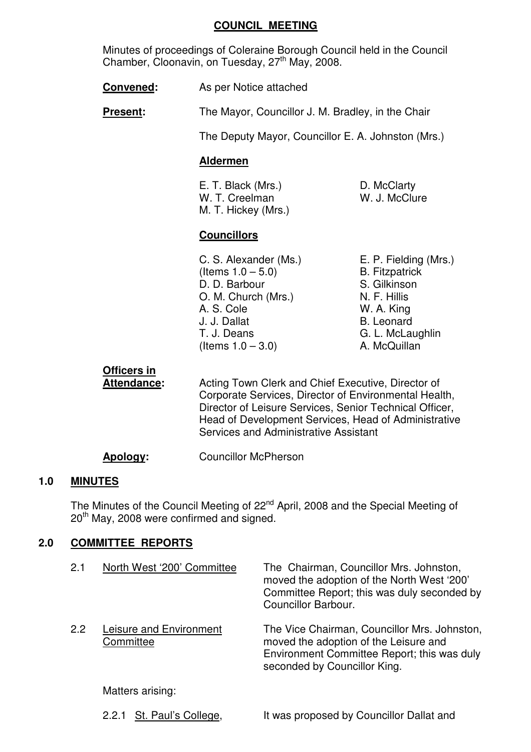## COUNCIL MEETING

Minutes of proceedings of Coleraine Borough Council held in the Council Chamber, Cloonavin, on Tuesday, 27th May, 2008.

**Convened:** As per Notice attached

**Present:** The Mayor, Councillor J. M. Bradley, in the Chair

The Deputy Mayor, Councillor E. A. Johnston (Mrs.)

**Aldermen**

E. T. Black (Mrs.)
W. T. Creelman
M. T. Hickey (Mrs.)
D. McClarty
W. J. McClure

**Councillors**

C. S. Alexander (Ms.) (Items 1.0 – 5.0)
D. D. Barbour
O. M. Church (Mrs.)
A. S. Cole
J. J. Dallat
T. J. Deans (Items 1.0 – 3.0)
E. P. Fielding (Mrs.)
B. Fitzpatrick
S. Gilkinson
N. F. Hillis
W. A. King
B. Leonard
G. L. McLaughlin
A. McQuillan

**Officers in Attendance:** Acting Town Clerk and Chief Executive, Director of Corporate Services, Director of Environmental Health, Director of Leisure Services, Senior Technical Officer, Head of Development Services, Head of Administrative Services and Administrative Assistant

**Apology:** Councillor McPherson

### 1.0 MINUTES

The Minutes of the Council Meeting of 22nd April, 2008 and the Special Meeting of 20th May, 2008 were confirmed and signed.

### 2.0 COMMITTEE REPORTS

2.1 North West '200' Committee — The Chairman, Councillor Mrs. Johnston, moved the adoption of the North West '200' Committee Report; this was duly seconded by Councillor Barbour.

2.2 Leisure and Environment Committee — The Vice Chairman, Councillor Mrs. Johnston, moved the adoption of the Leisure and Environment Committee Report; this was duly seconded by Councillor King.

Matters arising:

2.2.1 St. Paul's College, — It was proposed by Councillor Dallat and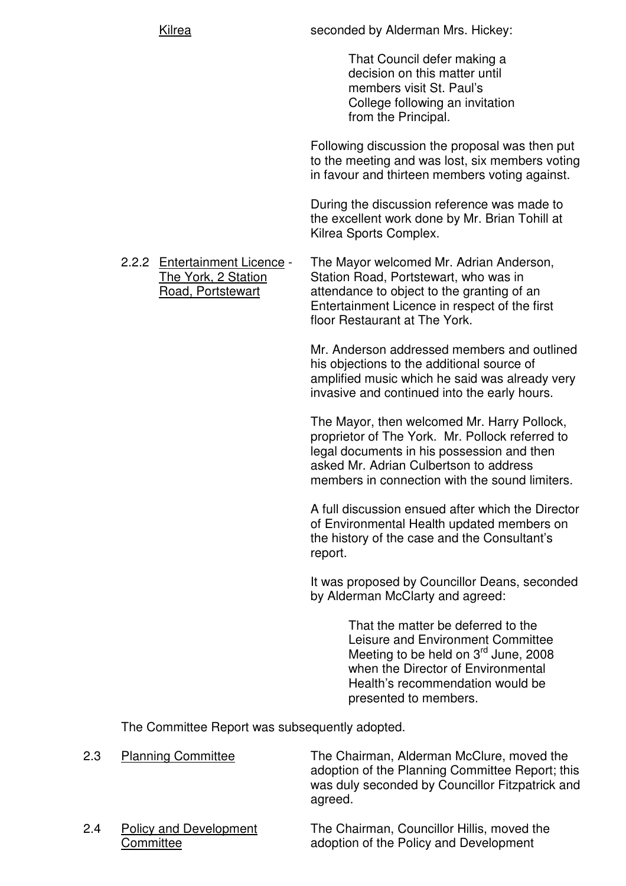Kilrea — seconded by Alderman Mrs. Hickey:

> That Council defer making a decision on this matter until members visit St. Paul's College following an invitation from the Principal.

Following discussion the proposal was then put to the meeting and was lost, six members voting in favour and thirteen members voting against.

During the discussion reference was made to the excellent work done by Mr. Brian Tohill at Kilrea Sports Complex.

2.2.2 Entertainment Licence - The York, 2 Station Road, Portstewart

The Mayor welcomed Mr. Adrian Anderson, Station Road, Portstewart, who was in attendance to object to the granting of an Entertainment Licence in respect of the first floor Restaurant at The York.

Mr. Anderson addressed members and outlined his objections to the additional source of amplified music which he said was already very invasive and continued into the early hours.

The Mayor, then welcomed Mr. Harry Pollock, proprietor of The York. Mr. Pollock referred to legal documents in his possession and then asked Mr. Adrian Culbertson to address members in connection with the sound limiters.

A full discussion ensued after which the Director of Environmental Health updated members on the history of the case and the Consultant's report.

It was proposed by Councillor Deans, seconded by Alderman McClarty and agreed:

> That the matter be deferred to the Leisure and Environment Committee Meeting to be held on 3rd June, 2008 when the Director of Environmental Health's recommendation would be presented to members.

The Committee Report was subsequently adopted.

2.3 Planning Committee

The Chairman, Alderman McClure, moved the adoption of the Planning Committee Report; this was duly seconded by Councillor Fitzpatrick and agreed.

2.4 Policy and Development Committee

The Chairman, Councillor Hillis, moved the adoption of the Policy and Development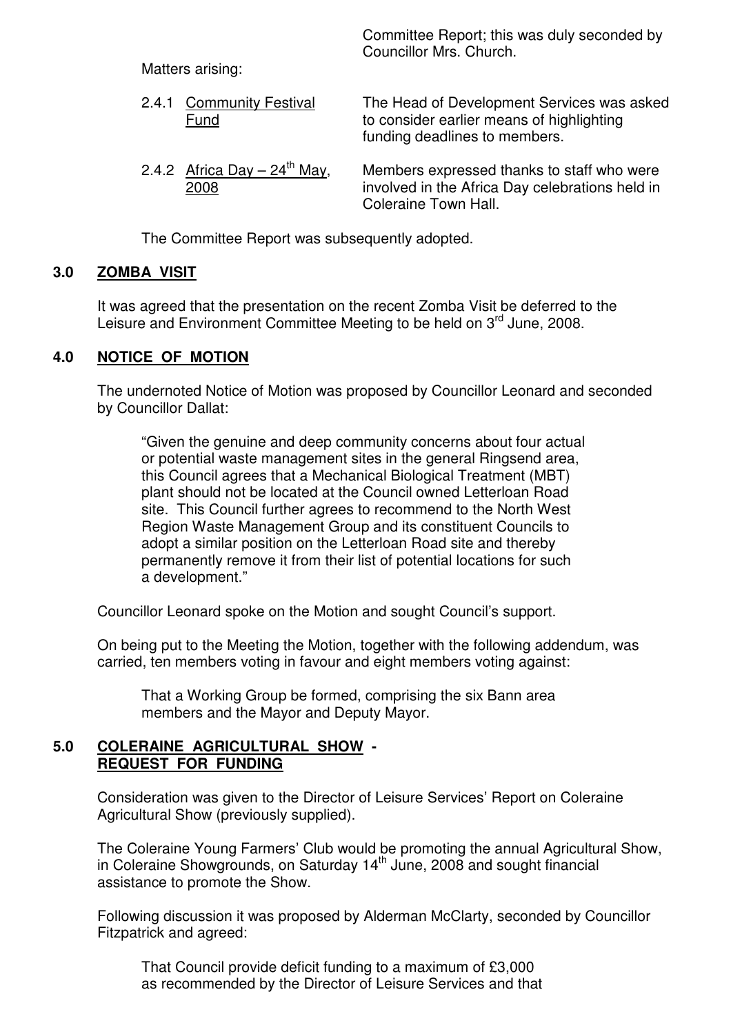Committee Report; this was duly seconded by Councillor Mrs. Church.

Matters arising:

2.4.1 Community Festival Fund — The Head of Development Services was asked to consider earlier means of highlighting funding deadlines to members.

2.4.2 Africa Day – 24th May, 2008 — Members expressed thanks to staff who were involved in the Africa Day celebrations held in Coleraine Town Hall.

The Committee Report was subsequently adopted.

## 3.0 ZOMBA VISIT

It was agreed that the presentation on the recent Zomba Visit be deferred to the Leisure and Environment Committee Meeting to be held on 3rd June, 2008.

## 4.0 NOTICE OF MOTION

The undernoted Notice of Motion was proposed by Councillor Leonard and seconded by Councillor Dallat:

> "Given the genuine and deep community concerns about four actual or potential waste management sites in the general Ringsend area, this Council agrees that a Mechanical Biological Treatment (MBT) plant should not be located at the Council owned Letterloan Road site. This Council further agrees to recommend to the North West Region Waste Management Group and its constituent Councils to adopt a similar position on the Letterloan Road site and thereby permanently remove it from their list of potential locations for such a development."

Councillor Leonard spoke on the Motion and sought Council's support.

On being put to the Meeting the Motion, together with the following addendum, was carried, ten members voting in favour and eight members voting against:

> That a Working Group be formed, comprising the six Bann area members and the Mayor and Deputy Mayor.

## 5.0 COLERAINE AGRICULTURAL SHOW - REQUEST FOR FUNDING

Consideration was given to the Director of Leisure Services' Report on Coleraine Agricultural Show (previously supplied).

The Coleraine Young Farmers' Club would be promoting the annual Agricultural Show, in Coleraine Showgrounds, on Saturday 14th June, 2008 and sought financial assistance to promote the Show.

Following discussion it was proposed by Alderman McClarty, seconded by Councillor Fitzpatrick and agreed:

> That Council provide deficit funding to a maximum of £3,000 as recommended by the Director of Leisure Services and that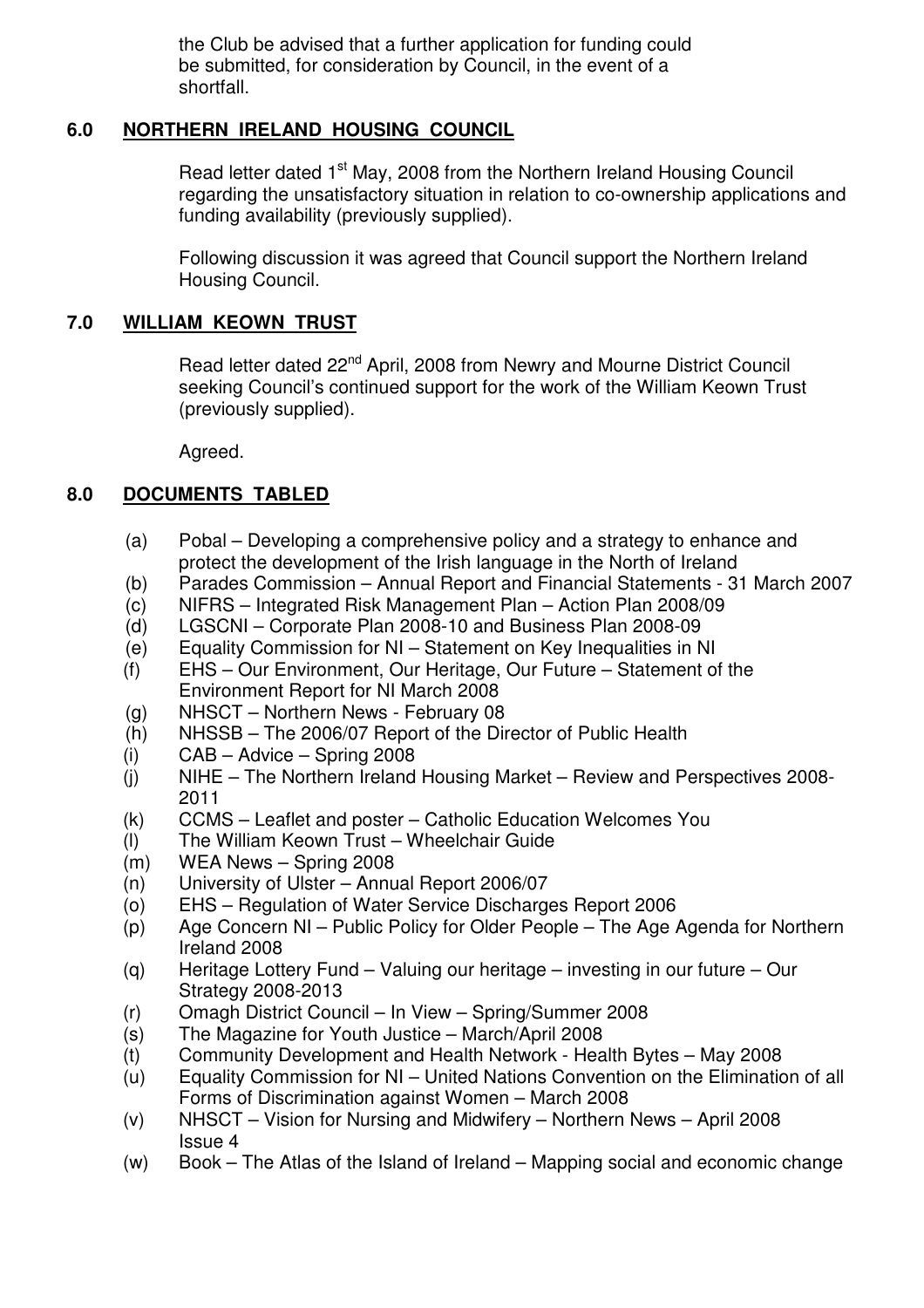the Club be advised that a further application for funding could be submitted, for consideration by Council, in the event of a shortfall.

## 6.0 NORTHERN IRELAND HOUSING COUNCIL

Read letter dated 1st May, 2008 from the Northern Ireland Housing Council regarding the unsatisfactory situation in relation to co-ownership applications and funding availability (previously supplied).

Following discussion it was agreed that Council support the Northern Ireland Housing Council.

## 7.0 WILLIAM KEOWN TRUST

Read letter dated 22nd April, 2008 from Newry and Mourne District Council seeking Council's continued support for the work of the William Keown Trust (previously supplied).

Agreed.

## 8.0 DOCUMENTS TABLED

- (a) Pobal – Developing a comprehensive policy and a strategy to enhance and protect the development of the Irish language in the North of Ireland
- (b) Parades Commission – Annual Report and Financial Statements - 31 March 2007
- (c) NIFRS – Integrated Risk Management Plan – Action Plan 2008/09
- (d) LGSCNI – Corporate Plan 2008-10 and Business Plan 2008-09
- (e) Equality Commission for NI – Statement on Key Inequalities in NI
- (f) EHS – Our Environment, Our Heritage, Our Future – Statement of the Environment Report for NI March 2008
- (g) NHSCT – Northern News - February 08
- (h) NHSSB – The 2006/07 Report of the Director of Public Health
- (i) CAB – Advice – Spring 2008
- (j) NIHE – The Northern Ireland Housing Market – Review and Perspectives 2008-2011
- (k) CCMS – Leaflet and poster – Catholic Education Welcomes You
- (l) The William Keown Trust – Wheelchair Guide
- (m) WEA News – Spring 2008
- (n) University of Ulster – Annual Report 2006/07
- (o) EHS – Regulation of Water Service Discharges Report 2006
- (p) Age Concern NI – Public Policy for Older People – The Age Agenda for Northern Ireland 2008
- (q) Heritage Lottery Fund – Valuing our heritage – investing in our future – Our Strategy 2008-2013
- (r) Omagh District Council – In View – Spring/Summer 2008
- (s) The Magazine for Youth Justice – March/April 2008
- (t) Community Development and Health Network - Health Bytes – May 2008
- (u) Equality Commission for NI – United Nations Convention on the Elimination of all Forms of Discrimination against Women – March 2008
- (v) NHSCT – Vision for Nursing and Midwifery – Northern News – April 2008 Issue 4
- (w) Book – The Atlas of the Island of Ireland – Mapping social and economic change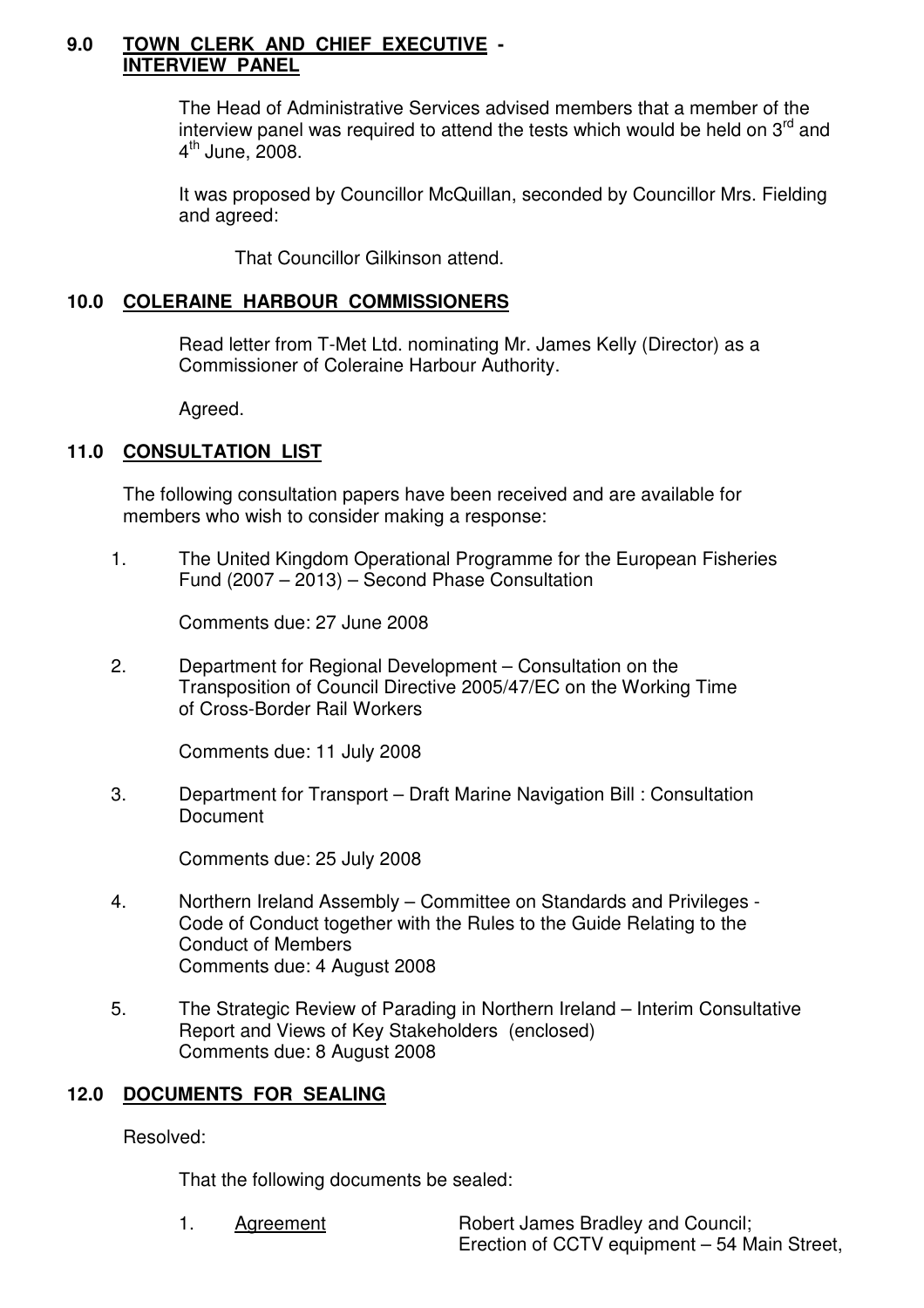## 9.0 TOWN CLERK AND CHIEF EXECUTIVE - INTERVIEW PANEL

The Head of Administrative Services advised members that a member of the interview panel was required to attend the tests which would be held on 3rd and 4th June, 2008.

It was proposed by Councillor McQuillan, seconded by Councillor Mrs. Fielding and agreed:

That Councillor Gilkinson attend.

## 10.0 COLERAINE HARBOUR COMMISSIONERS

Read letter from T-Met Ltd. nominating Mr. James Kelly (Director) as a Commissioner of Coleraine Harbour Authority.

Agreed.

## 11.0 CONSULTATION LIST

The following consultation papers have been received and are available for members who wish to consider making a response:

1. The United Kingdom Operational Programme for the European Fisheries Fund (2007 – 2013) – Second Phase Consultation

   Comments due: 27 June 2008

2. Department for Regional Development – Consultation on the Transposition of Council Directive 2005/47/EC on the Working Time of Cross-Border Rail Workers

   Comments due: 11 July 2008

3. Department for Transport – Draft Marine Navigation Bill : Consultation Document

   Comments due: 25 July 2008

4. Northern Ireland Assembly – Committee on Standards and Privileges - Code of Conduct together with the Rules to the Guide Relating to the Conduct of Members
   Comments due: 4 August 2008

5. The Strategic Review of Parading in Northern Ireland – Interim Consultative Report and Views of Key Stakeholders (enclosed)
   Comments due: 8 August 2008

## 12.0 DOCUMENTS FOR SEALING

Resolved:

That the following documents be sealed:

1. Agreement — Robert James Bradley and Council; Erection of CCTV equipment – 54 Main Street,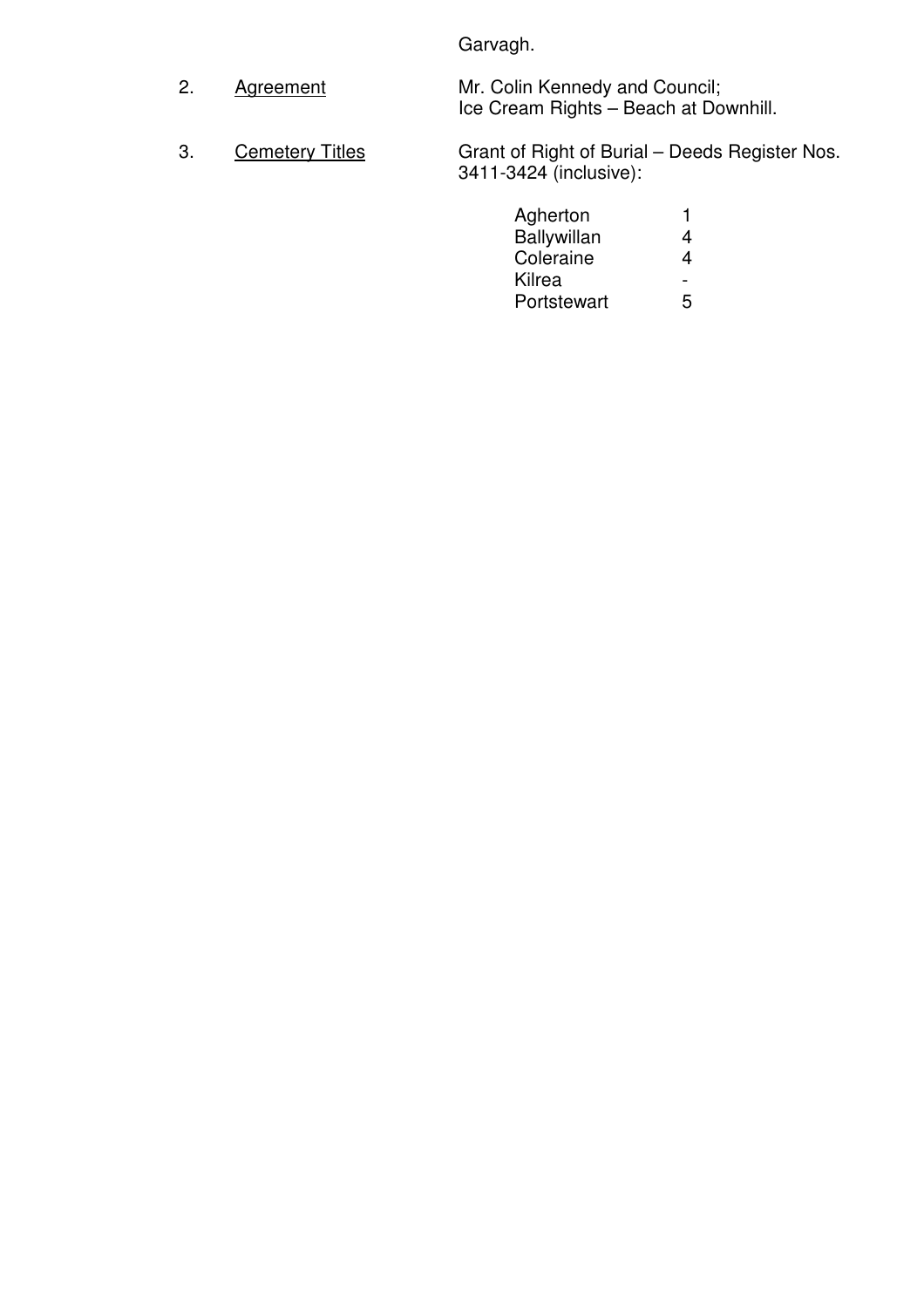Garvagh.

2. <u>Agreement</u> Mr. Colin Kennedy and Council; Ice Cream Rights – Beach at Downhill.

3. <u>Cemetery Titles</u> Grant of Right of Burial – Deeds Register Nos. 3411-3424 (inclusive):

| | |
|---|---|
| Agherton | 1 |
| Ballywillan | 4 |
| Coleraine | 4 |
| Kilrea | - |
| Portstewart | 5 |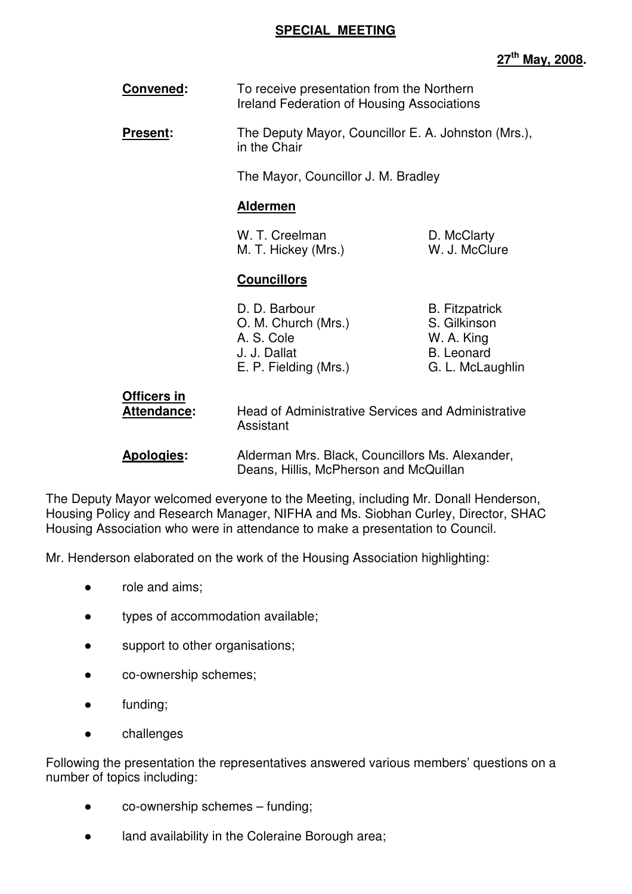**SPECIAL MEETING**

**27th May, 2008.**

**Convened:** To receive presentation from the Northern Ireland Federation of Housing Associations

**Present:** The Deputy Mayor, Councillor E. A. Johnston (Mrs.), in the Chair

The Mayor, Councillor J. M. Bradley

**Aldermen**

W. T. Creelman
M. T. Hickey (Mrs.)
D. McClarty
W. J. McClure

**Councillors**

D. D. Barbour
O. M. Church (Mrs.)
A. S. Cole
J. J. Dallat
E. P. Fielding (Mrs.)
B. Fitzpatrick
S. Gilkinson
W. A. King
B. Leonard
G. L. McLaughlin

**Officers in Attendance:** Head of Administrative Services and Administrative Assistant

**Apologies:** Alderman Mrs. Black, Councillors Ms. Alexander, Deans, Hillis, McPherson and McQuillan

The Deputy Mayor welcomed everyone to the Meeting, including Mr. Donall Henderson, Housing Policy and Research Manager, NIFHA and Ms. Siobhan Curley, Director, SHAC Housing Association who were in attendance to make a presentation to Council.

Mr. Henderson elaborated on the work of the Housing Association highlighting:

- role and aims;
- types of accommodation available;
- support to other organisations;
- co-ownership schemes;
- funding;
- challenges

Following the presentation the representatives answered various members' questions on a number of topics including:

- co-ownership schemes – funding;
- land availability in the Coleraine Borough area;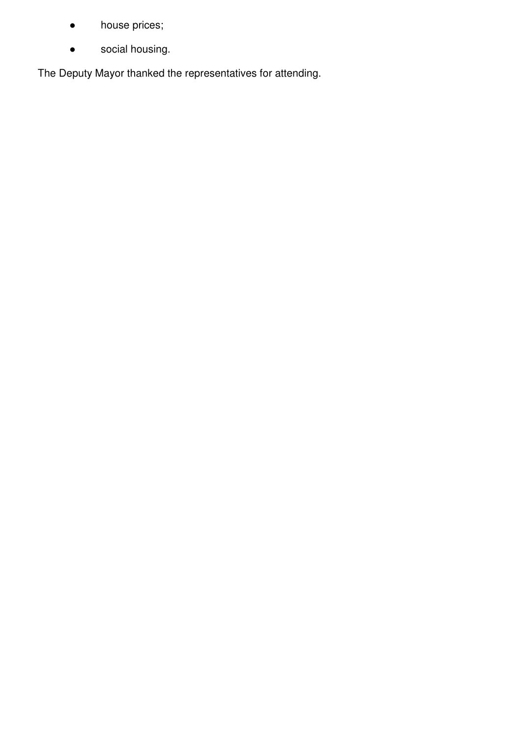- house prices;
- social housing.

The Deputy Mayor thanked the representatives for attending.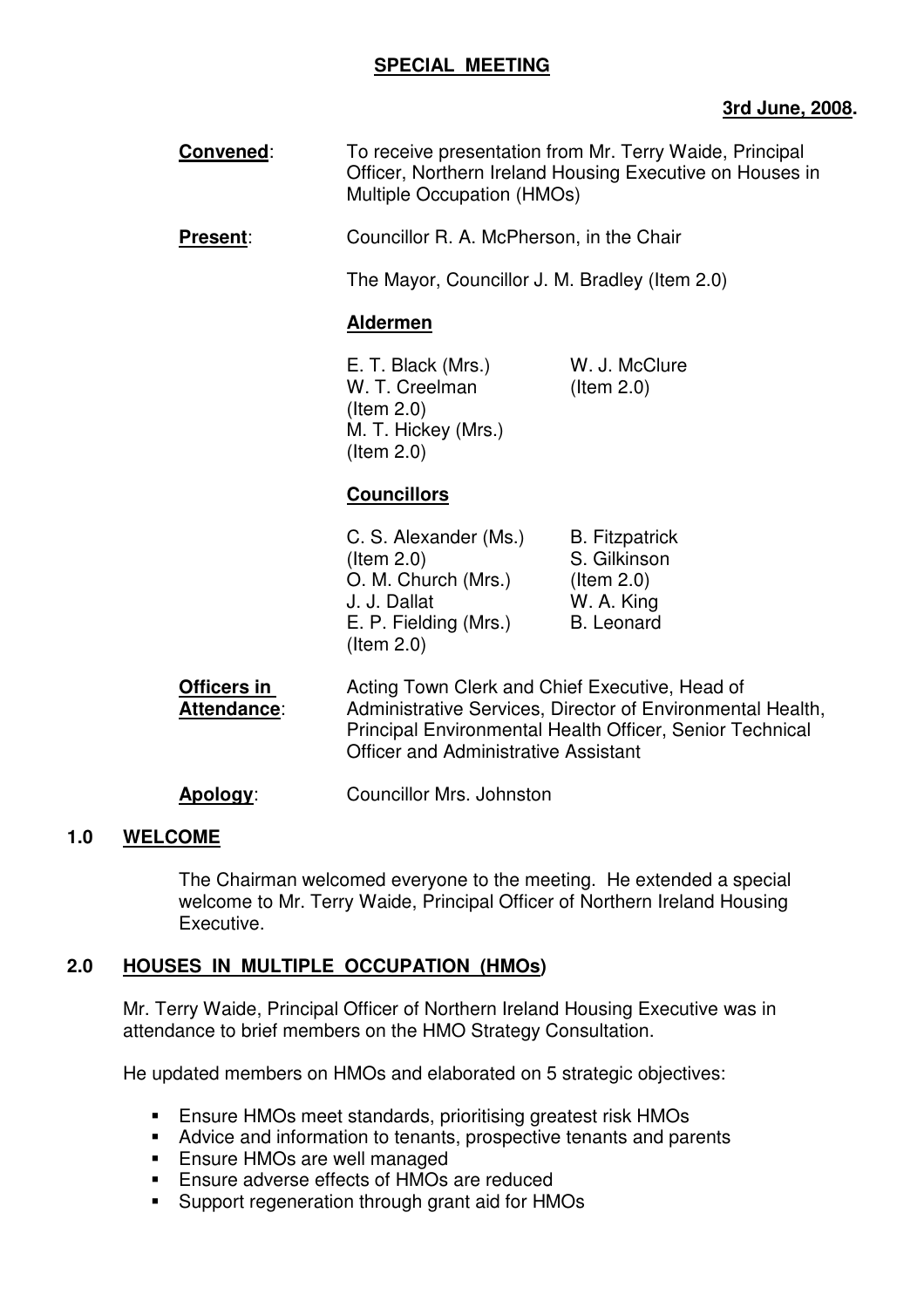**SPECIAL MEETING**

**3rd June, 2008.**

**Convened**: To receive presentation from Mr. Terry Waide, Principal Officer, Northern Ireland Housing Executive on Houses in Multiple Occupation (HMOs)

**Present**: Councillor R. A. McPherson, in the Chair

The Mayor, Councillor J. M. Bradley (Item 2.0)

**Aldermen**

E. T. Black (Mrs.)
W. T. Creelman (Item 2.0)
M. T. Hickey (Mrs.) (Item 2.0)
W. J. McClure (Item 2.0)

**Councillors**

C. S. Alexander (Ms.) (Item 2.0)
O. M. Church (Mrs.)
J. J. Dallat
E. P. Fielding (Mrs.) (Item 2.0)
B. Fitzpatrick
S. Gilkinson (Item 2.0)
W. A. King
B. Leonard

**Officers in Attendance**: Acting Town Clerk and Chief Executive, Head of Administrative Services, Director of Environmental Health, Principal Environmental Health Officer, Senior Technical Officer and Administrative Assistant

**Apology**: Councillor Mrs. Johnston

## 1.0 WELCOME

The Chairman welcomed everyone to the meeting. He extended a special welcome to Mr. Terry Waide, Principal Officer of Northern Ireland Housing Executive.

## 2.0 HOUSES IN MULTIPLE OCCUPATION (HMOs)

Mr. Terry Waide, Principal Officer of Northern Ireland Housing Executive was in attendance to brief members on the HMO Strategy Consultation.

He updated members on HMOs and elaborated on 5 strategic objectives:

- Ensure HMOs meet standards, prioritising greatest risk HMOs
- Advice and information to tenants, prospective tenants and parents
- Ensure HMOs are well managed
- Ensure adverse effects of HMOs are reduced
- Support regeneration through grant aid for HMOs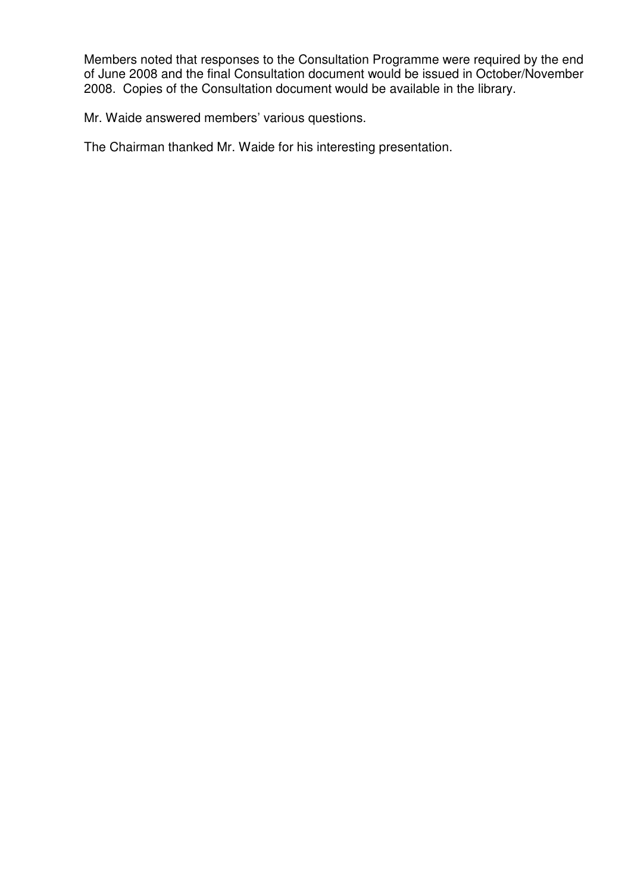Members noted that responses to the Consultation Programme were required by the end of June 2008 and the final Consultation document would be issued in October/November 2008. Copies of the Consultation document would be available in the library.

Mr. Waide answered members' various questions.

The Chairman thanked Mr. Waide for his interesting presentation.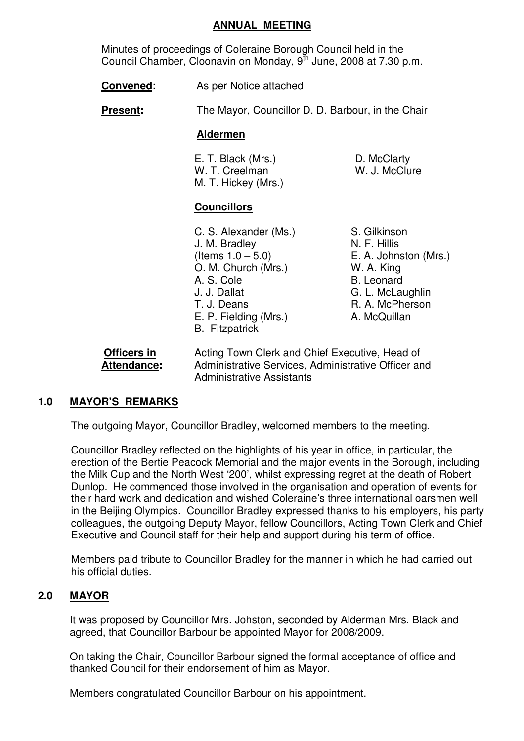## ANNUAL MEETING

Minutes of proceedings of Coleraine Borough Council held in the Council Chamber, Cloonavin on Monday, 9th June, 2008 at 7.30 p.m.

**Convened:** As per Notice attached

**Present:** The Mayor, Councillor D. D. Barbour, in the Chair

**Aldermen**

E. T. Black (Mrs.)
W. T. Creelman
M. T. Hickey (Mrs.)
D. McClarty
W. J. McClure

**Councillors**

C. S. Alexander (Ms.)
J. M. Bradley (Items 1.0 – 5.0)
O. M. Church (Mrs.)
A. S. Cole
J. J. Dallat
T. J. Deans
E. P. Fielding (Mrs.)
B. Fitzpatrick
S. Gilkinson
N. F. Hillis
E. A. Johnston (Mrs.)
W. A. King
B. Leonard
G. L. McLaughlin
R. A. McPherson
A. McQuillan

**Officers in Attendance:** Acting Town Clerk and Chief Executive, Head of Administrative Services, Administrative Officer and Administrative Assistants

### 1.0 MAYOR'S REMARKS

The outgoing Mayor, Councillor Bradley, welcomed members to the meeting.

Councillor Bradley reflected on the highlights of his year in office, in particular, the erection of the Bertie Peacock Memorial and the major events in the Borough, including the Milk Cup and the North West '200', whilst expressing regret at the death of Robert Dunlop. He commended those involved in the organisation and operation of events for their hard work and dedication and wished Coleraine's three international oarsmen well in the Beijing Olympics. Councillor Bradley expressed thanks to his employers, his party colleagues, the outgoing Deputy Mayor, fellow Councillors, Acting Town Clerk and Chief Executive and Council staff for their help and support during his term of office.

Members paid tribute to Councillor Bradley for the manner in which he had carried out his official duties.

### 2.0 MAYOR

It was proposed by Councillor Mrs. Johnston, seconded by Alderman Mrs. Black and agreed, that Councillor Barbour be appointed Mayor for 2008/2009.

On taking the Chair, Councillor Barbour signed the formal acceptance of office and thanked Council for their endorsement of him as Mayor.

Members congratulated Councillor Barbour on his appointment.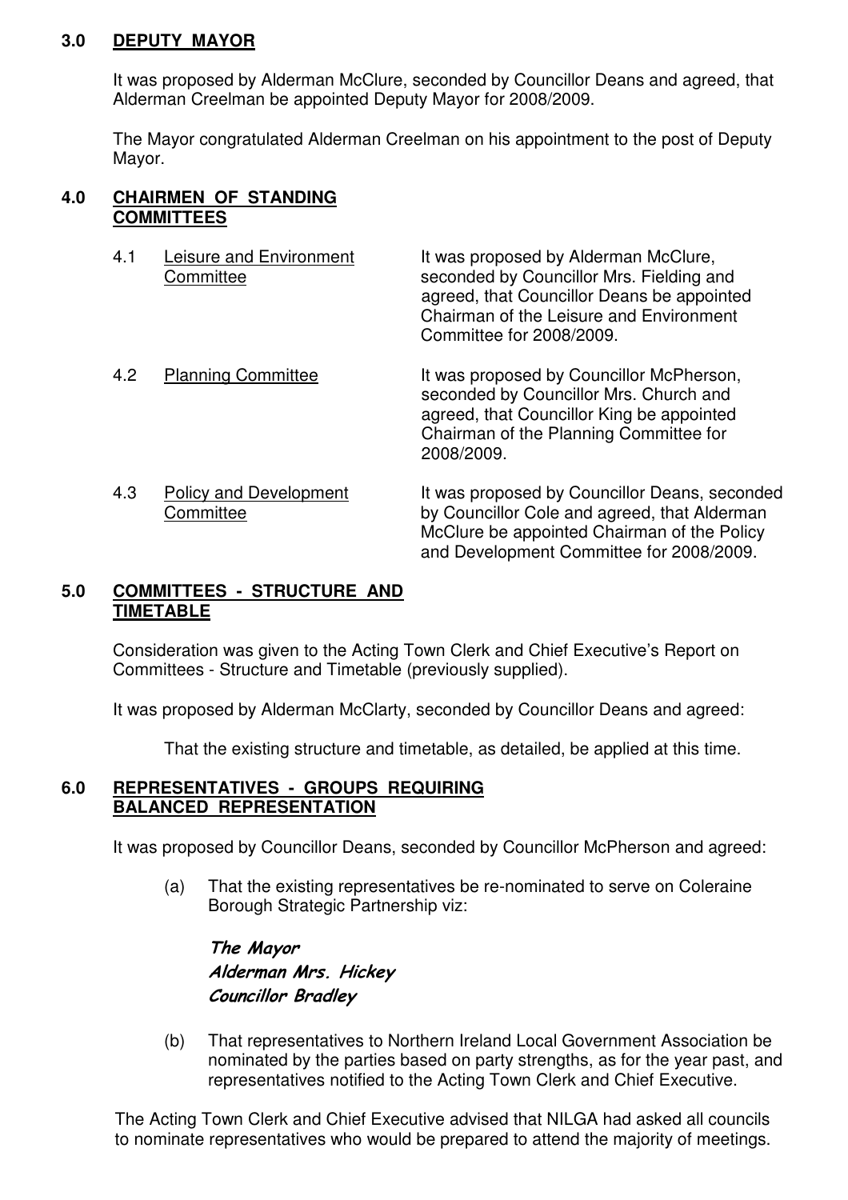## 3.0 DEPUTY MAYOR

It was proposed by Alderman McClure, seconded by Councillor Deans and agreed, that Alderman Creelman be appointed Deputy Mayor for 2008/2009.

The Mayor congratulated Alderman Creelman on his appointment to the post of Deputy Mayor.

## 4.0 CHAIRMEN OF STANDING COMMITTEES

4.1 Leisure and Environment Committee

It was proposed by Alderman McClure, seconded by Councillor Mrs. Fielding and agreed, that Councillor Deans be appointed Chairman of the Leisure and Environment Committee for 2008/2009.

4.2 Planning Committee

It was proposed by Councillor McPherson, seconded by Councillor Mrs. Church and agreed, that Councillor King be appointed Chairman of the Planning Committee for 2008/2009.

4.3 Policy and Development Committee

It was proposed by Councillor Deans, seconded by Councillor Cole and agreed, that Alderman McClure be appointed Chairman of the Policy and Development Committee for 2008/2009.

## 5.0 COMMITTEES - STRUCTURE AND TIMETABLE

Consideration was given to the Acting Town Clerk and Chief Executive's Report on Committees - Structure and Timetable (previously supplied).

It was proposed by Alderman McClarty, seconded by Councillor Deans and agreed:

That the existing structure and timetable, as detailed, be applied at this time.

## 6.0 REPRESENTATIVES - GROUPS REQUIRING BALANCED REPRESENTATION

It was proposed by Councillor Deans, seconded by Councillor McPherson and agreed:

(a) That the existing representatives be re-nominated to serve on Coleraine Borough Strategic Partnership viz:

*The Mayor*
*Alderman Mrs. Hickey*
*Councillor Bradley*

(b) That representatives to Northern Ireland Local Government Association be nominated by the parties based on party strengths, as for the year past, and representatives notified to the Acting Town Clerk and Chief Executive.

The Acting Town Clerk and Chief Executive advised that NILGA had asked all councils to nominate representatives who would be prepared to attend the majority of meetings.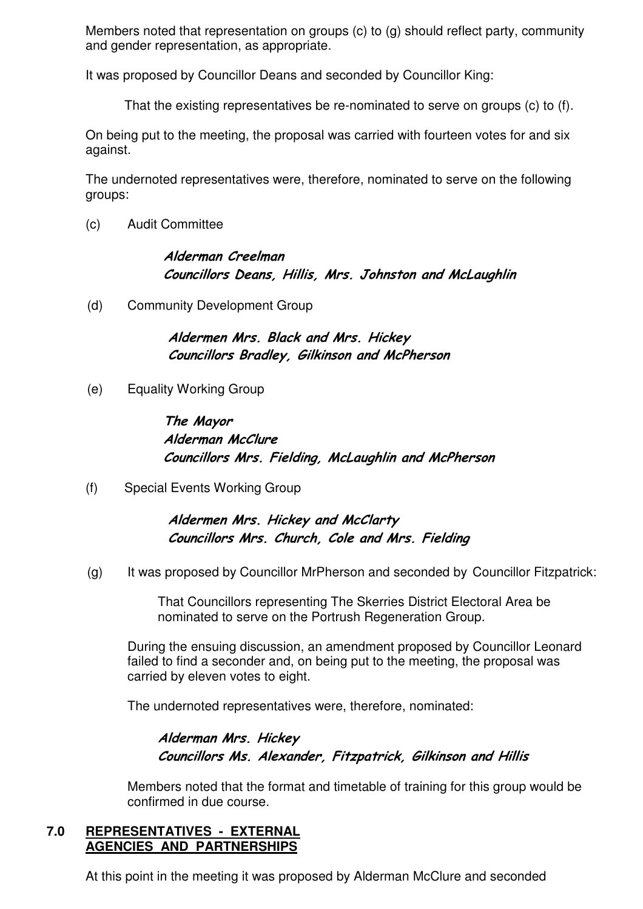Members noted that representation on groups (c) to (g) should reflect party, community and gender representation, as appropriate.

It was proposed by Councillor Deans and seconded by Councillor King:

> That the existing representatives be re-nominated to serve on groups (c) to (f).

On being put to the meeting, the proposal was carried with fourteen votes for and six against.

The undernoted representatives were, therefore, nominated to serve on the following groups:

(c) Audit Committee

> ***Alderman Creelman***
> ***Councillors Deans, Hillis, Mrs. Johnston and McLaughlin***

(d) Community Development Group

> ***Aldermen Mrs. Black and Mrs. Hickey***
> ***Councillors Bradley, Gilkinson and McPherson***

(e) Equality Working Group

> ***The Mayor***
> ***Alderman McClure***
> ***Councillors Mrs. Fielding, McLaughlin and McPherson***

(f) Special Events Working Group

> ***Aldermen Mrs. Hickey and McClarty***
> ***Councillors Mrs. Church, Cole and Mrs. Fielding***

(g) It was proposed by Councillor MrPherson and seconded by Councillor Fitzpatrick:

> That Councillors representing The Skerries District Electoral Area be nominated to serve on the Portrush Regeneration Group.

During the ensuing discussion, an amendment proposed by Councillor Leonard failed to find a seconder and, on being put to the meeting, the proposal was carried by eleven votes to eight.

The undernoted representatives were, therefore, nominated:

> ***Alderman Mrs. Hickey***
> ***Councillors Ms. Alexander, Fitzpatrick, Gilkinson and Hillis***

Members noted that the format and timetable of training for this group would be confirmed in due course.

## 7.0 REPRESENTATIVES - EXTERNAL AGENCIES AND PARTNERSHIPS

At this point in the meeting it was proposed by Alderman McClure and seconded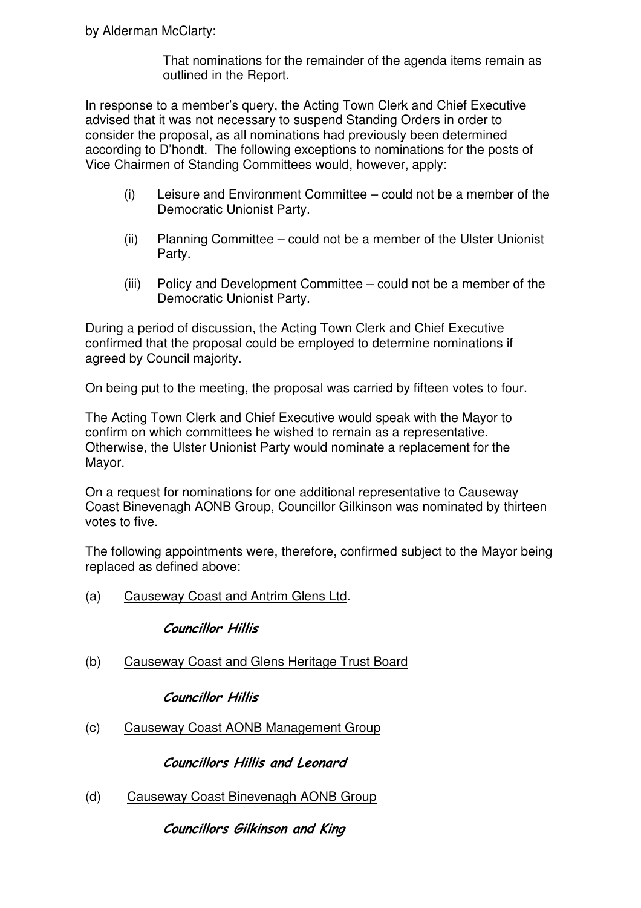by Alderman McClarty:

> That nominations for the remainder of the agenda items remain as outlined in the Report.

In response to a member's query, the Acting Town Clerk and Chief Executive advised that it was not necessary to suspend Standing Orders in order to consider the proposal, as all nominations had previously been determined according to D'hondt. The following exceptions to nominations for the posts of Vice Chairmen of Standing Committees would, however, apply:

(i) Leisure and Environment Committee – could not be a member of the Democratic Unionist Party.

(ii) Planning Committee – could not be a member of the Ulster Unionist Party.

(iii) Policy and Development Committee – could not be a member of the Democratic Unionist Party.

During a period of discussion, the Acting Town Clerk and Chief Executive confirmed that the proposal could be employed to determine nominations if agreed by Council majority.

On being put to the meeting, the proposal was carried by fifteen votes to four.

The Acting Town Clerk and Chief Executive would speak with the Mayor to confirm on which committees he wished to remain as a representative. Otherwise, the Ulster Unionist Party would nominate a replacement for the Mayor.

On a request for nominations for one additional representative to Causeway Coast Binevenagh AONB Group, Councillor Gilkinson was nominated by thirteen votes to five.

The following appointments were, therefore, confirmed subject to the Mayor being replaced as defined above:

(a) Causeway Coast and Antrim Glens Ltd.

***Councillor Hillis***

(b) Causeway Coast and Glens Heritage Trust Board

***Councillor Hillis***

(c) Causeway Coast AONB Management Group

***Councillors Hillis and Leonard***

(d) Causeway Coast Binevenagh AONB Group

***Councillors Gilkinson and King***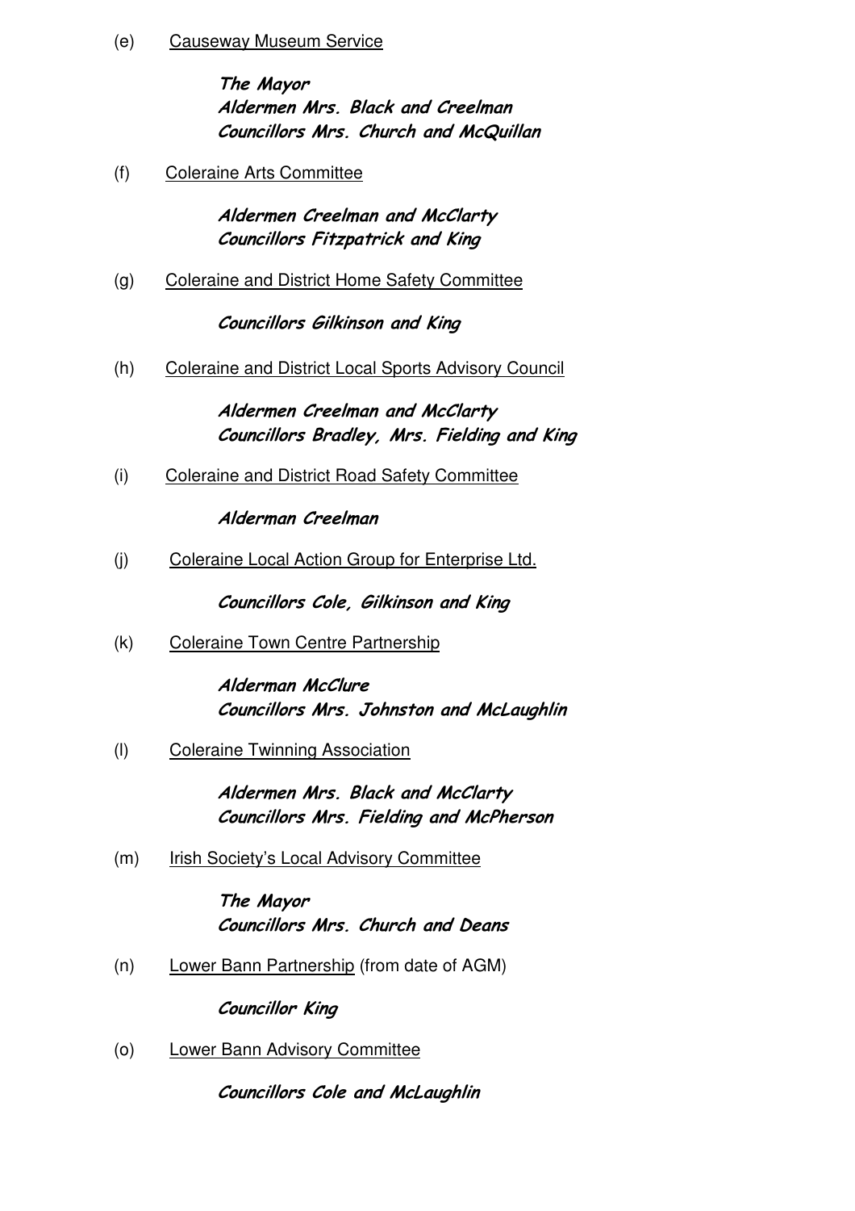(e) Causeway Museum Service

***The Mayor***
***Aldermen Mrs. Black and Creelman***
***Councillors Mrs. Church and McQuillan***

(f) Coleraine Arts Committee

***Aldermen Creelman and McClarty***
***Councillors Fitzpatrick and King***

(g) Coleraine and District Home Safety Committee

***Councillors Gilkinson and King***

(h) Coleraine and District Local Sports Advisory Council

***Aldermen Creelman and McClarty***
***Councillors Bradley, Mrs. Fielding and King***

(i) Coleraine and District Road Safety Committee

***Alderman Creelman***

(j) Coleraine Local Action Group for Enterprise Ltd.

***Councillors Cole, Gilkinson and King***

(k) Coleraine Town Centre Partnership

***Alderman McClure***
***Councillors Mrs. Johnston and McLaughlin***

(l) Coleraine Twinning Association

***Aldermen Mrs. Black and McClarty***
***Councillors Mrs. Fielding and McPherson***

(m) Irish Society's Local Advisory Committee

***The Mayor***
***Councillors Mrs. Church and Deans***

(n) Lower Bann Partnership (from date of AGM)

***Councillor King***

(o) Lower Bann Advisory Committee

***Councillors Cole and McLaughlin***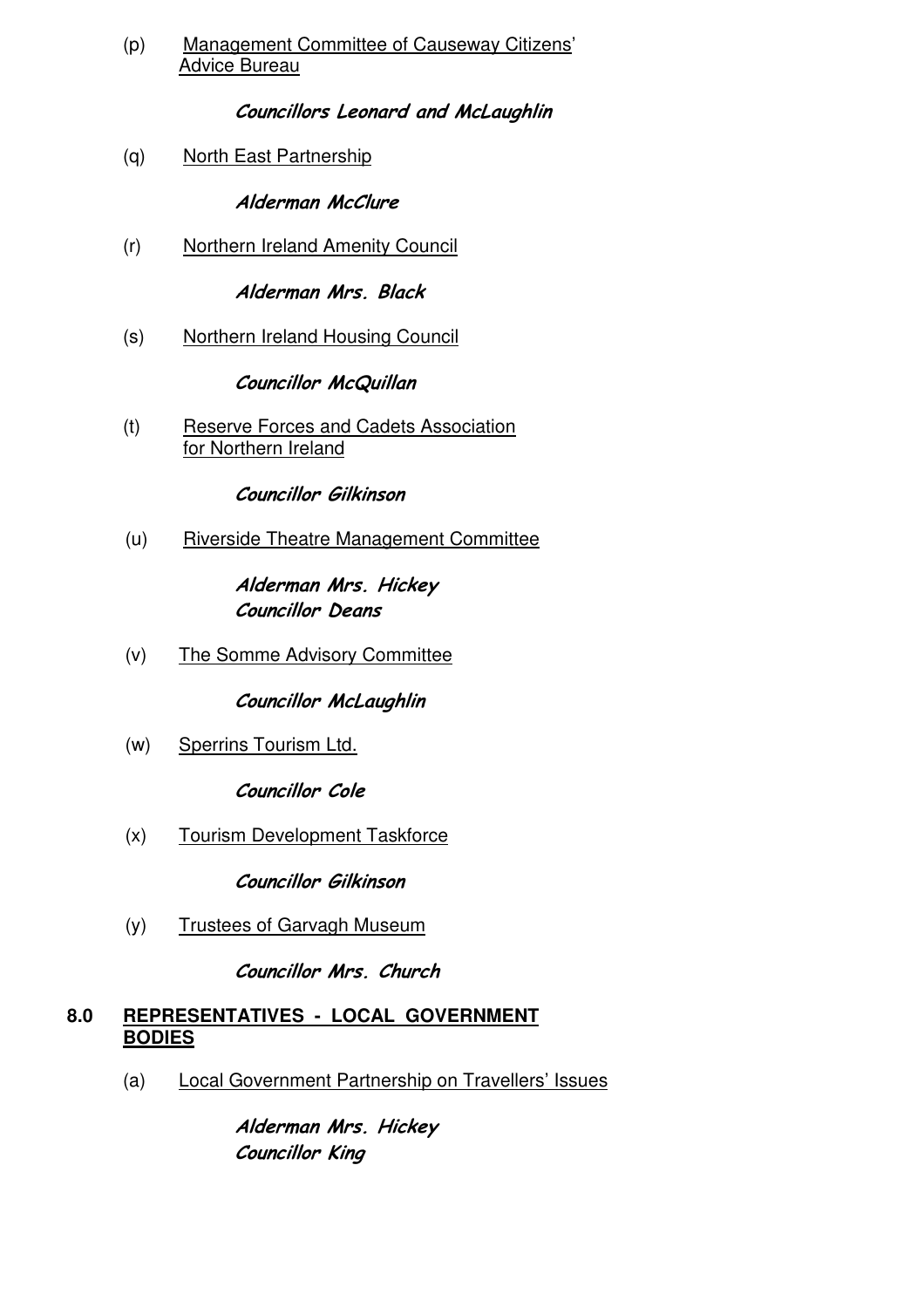(p) Management Committee of Causeway Citizens' Advice Bureau

***Councillors Leonard and McLaughlin***

(q) North East Partnership

***Alderman McClure***

(r) Northern Ireland Amenity Council

***Alderman Mrs. Black***

(s) Northern Ireland Housing Council

***Councillor McQuillan***

(t) Reserve Forces and Cadets Association for Northern Ireland

***Councillor Gilkinson***

(u) Riverside Theatre Management Committee

***Alderman Mrs. Hickey***
***Councillor Deans***

(v) The Somme Advisory Committee

***Councillor McLaughlin***

(w) Sperrins Tourism Ltd.

***Councillor Cole***

(x) Tourism Development Taskforce

***Councillor Gilkinson***

(y) Trustees of Garvagh Museum

***Councillor Mrs. Church***

## 8.0 REPRESENTATIVES - LOCAL GOVERNMENT BODIES

(a) Local Government Partnership on Travellers' Issues

***Alderman Mrs. Hickey***
***Councillor King***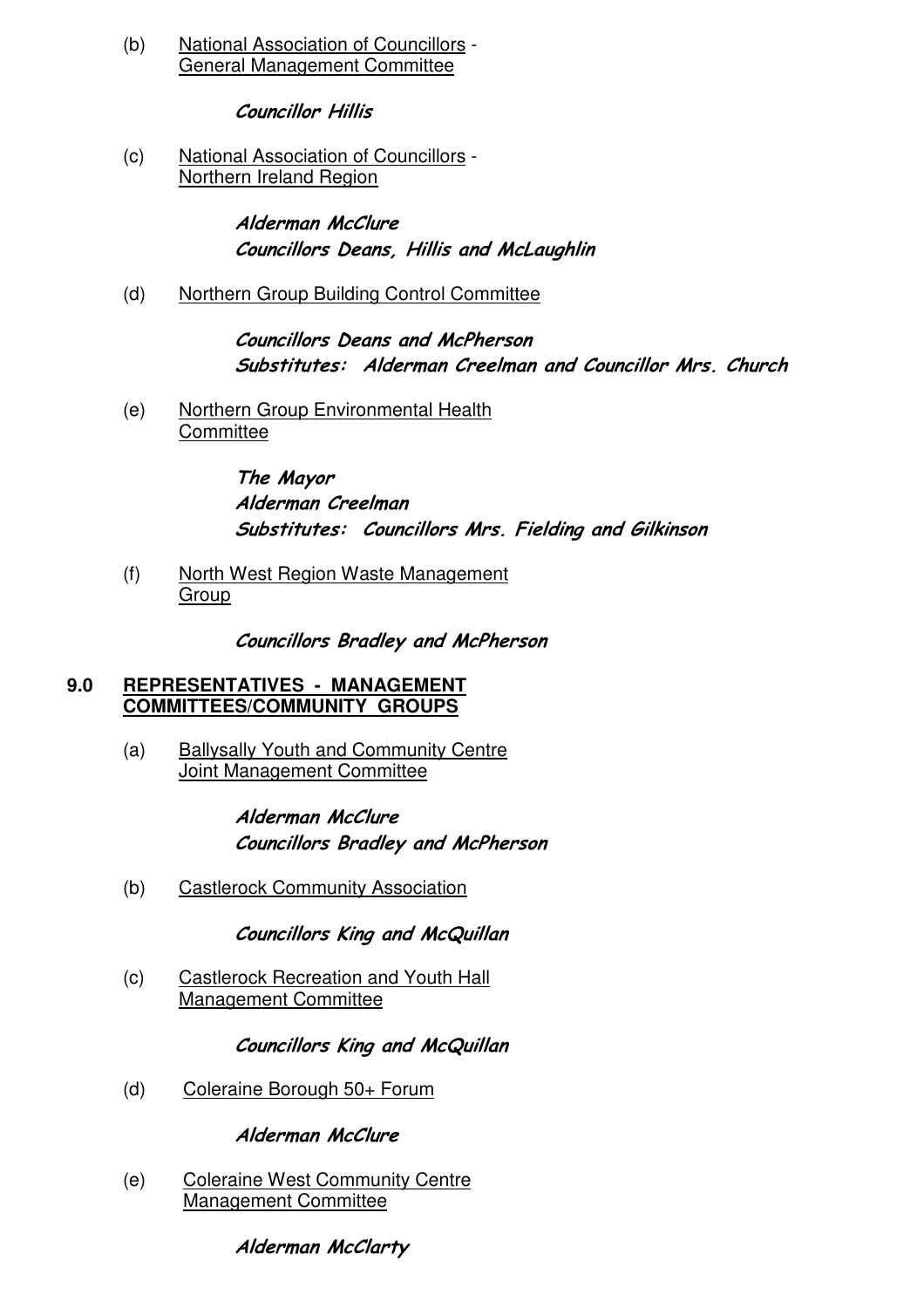(b) National Association of Councillors - General Management Committee

*Councillor Hillis*

(c) National Association of Councillors - Northern Ireland Region

*Alderman McClure*
*Councillors Deans, Hillis and McLaughlin*

(d) Northern Group Building Control Committee

*Councillors Deans and McPherson*
*Substitutes: Alderman Creelman and Councillor Mrs. Church*

(e) Northern Group Environmental Health Committee

*The Mayor*
*Alderman Creelman*
*Substitutes: Councillors Mrs. Fielding and Gilkinson*

(f) North West Region Waste Management Group

*Councillors Bradley and McPherson*

## 9.0 REPRESENTATIVES - MANAGEMENT COMMITTEES/COMMUNITY GROUPS

(a) Ballysally Youth and Community Centre Joint Management Committee

*Alderman McClure*
*Councillors Bradley and McPherson*

(b) Castlerock Community Association

*Councillors King and McQuillan*

(c) Castlerock Recreation and Youth Hall Management Committee

*Councillors King and McQuillan*

(d) Coleraine Borough 50+ Forum

*Alderman McClure*

(e) Coleraine West Community Centre Management Committee

*Alderman McClarty*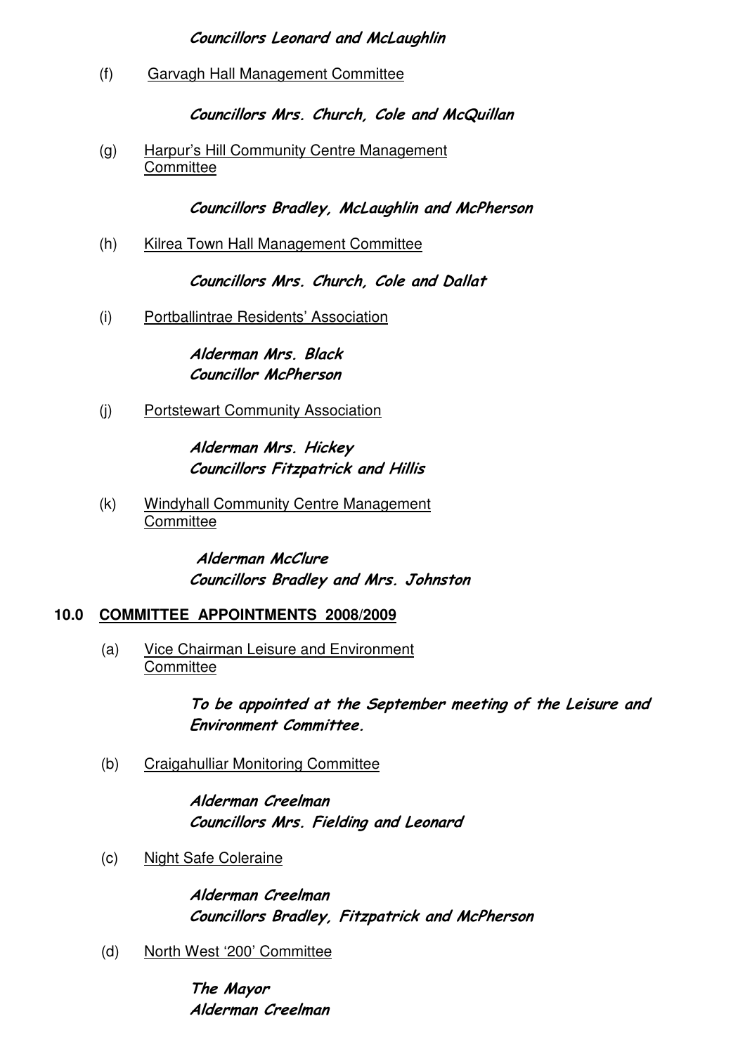***Councillors Leonard and McLaughlin***

(f) Garvagh Hall Management Committee

***Councillors Mrs. Church, Cole and McQuillan***

(g) Harpur's Hill Community Centre Management Committee

***Councillors Bradley, McLaughlin and McPherson***

(h) Kilrea Town Hall Management Committee

***Councillors Mrs. Church, Cole and Dallat***

(i) Portballintrae Residents' Association

***Alderman Mrs. Black***
***Councillor McPherson***

(j) Portstewart Community Association

***Alderman Mrs. Hickey***
***Councillors Fitzpatrick and Hillis***

(k) Windyhall Community Centre Management Committee

***Alderman McClure***
***Councillors Bradley and Mrs. Johnston***

## 10.0 COMMITTEE APPOINTMENTS 2008/2009

(a) Vice Chairman Leisure and Environment Committee

***To be appointed at the September meeting of the Leisure and Environment Committee.***

(b) Craigahulliar Monitoring Committee

***Alderman Creelman***
***Councillors Mrs. Fielding and Leonard***

(c) Night Safe Coleraine

***Alderman Creelman***
***Councillors Bradley, Fitzpatrick and McPherson***

(d) North West '200' Committee

***The Mayor***
***Alderman Creelman***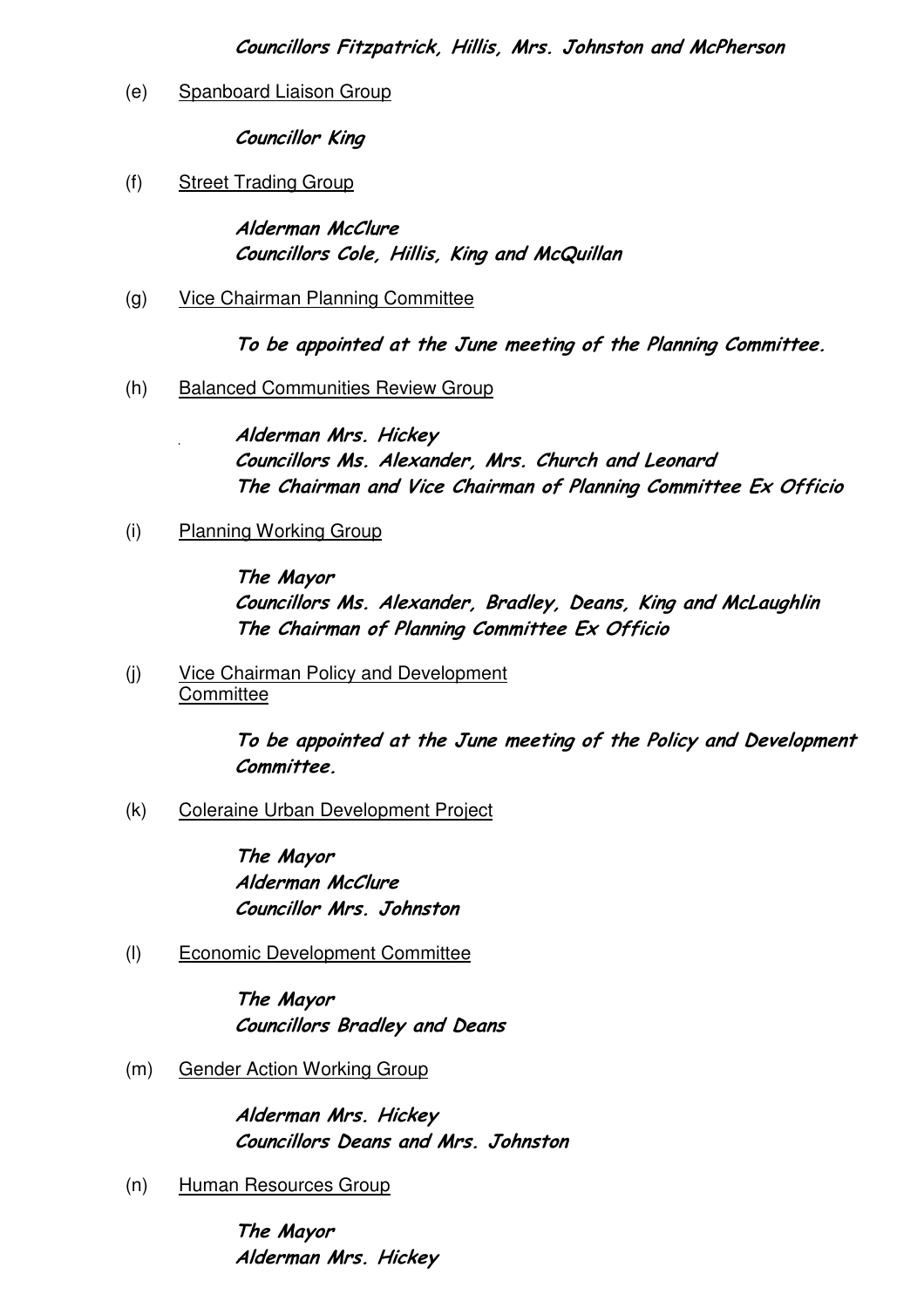***Councillors Fitzpatrick, Hillis, Mrs. Johnston and McPherson***

(e) Spanboard Liaison Group

***Councillor King***

(f) Street Trading Group

***Alderman McClure***
***Councillors Cole, Hillis, King and McQuillan***

(g) Vice Chairman Planning Committee

***To be appointed at the June meeting of the Planning Committee.***

(h) Balanced Communities Review Group

***Alderman Mrs. Hickey***
***Councillors Ms. Alexander, Mrs. Church and Leonard***
***The Chairman and Vice Chairman of Planning Committee Ex Officio***

(i) Planning Working Group

***The Mayor***
***Councillors Ms. Alexander, Bradley, Deans, King and McLaughlin***
***The Chairman of Planning Committee Ex Officio***

(j) Vice Chairman Policy and Development Committee

***To be appointed at the June meeting of the Policy and Development Committee.***

(k) Coleraine Urban Development Project

***The Mayor***
***Alderman McClure***
***Councillor Mrs. Johnston***

(l) Economic Development Committee

***The Mayor***
***Councillors Bradley and Deans***

(m) Gender Action Working Group

***Alderman Mrs. Hickey***
***Councillors Deans and Mrs. Johnston***

(n) Human Resources Group

***The Mayor***
***Alderman Mrs. Hickey***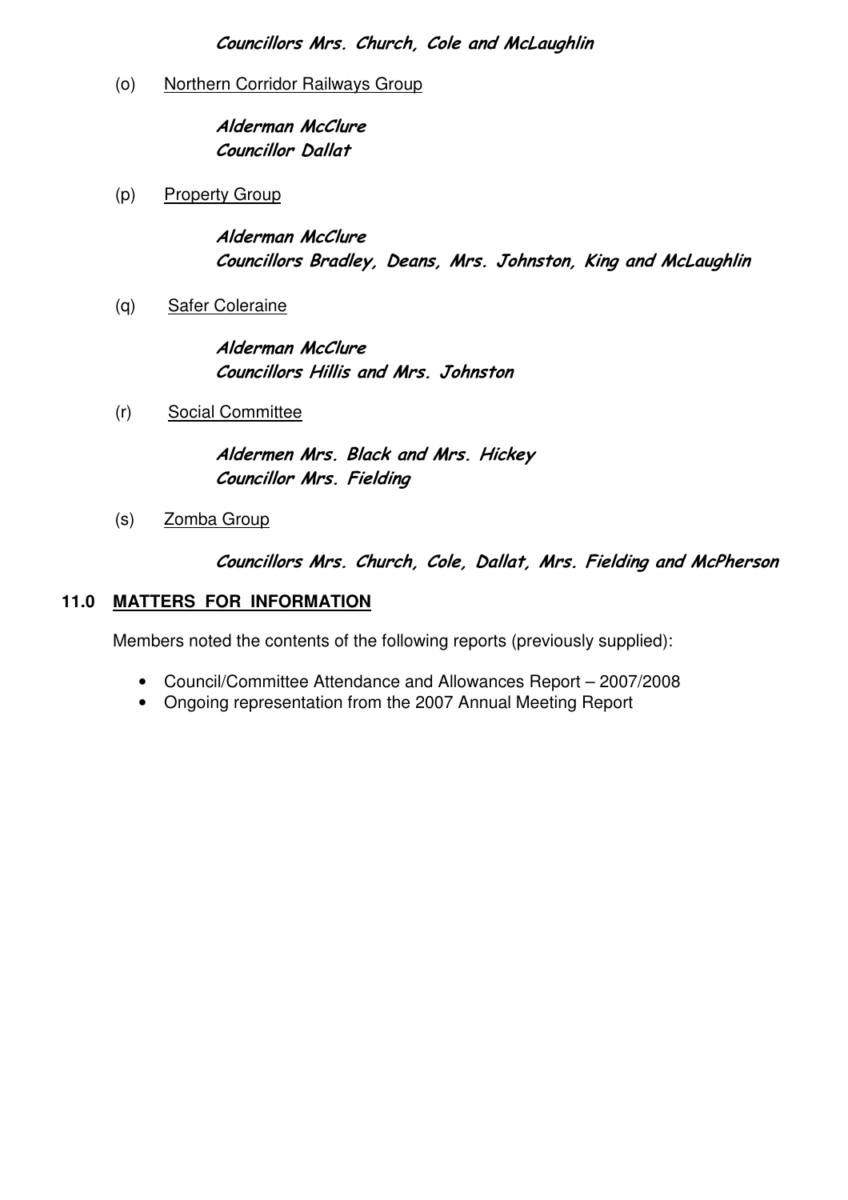***Councillors Mrs. Church, Cole and McLaughlin***

(o) Northern Corridor Railways Group

***Alderman McClure***
***Councillor Dallat***

(p) Property Group

***Alderman McClure***
***Councillors Bradley, Deans, Mrs. Johnston, King and McLaughlin***

(q) Safer Coleraine

***Alderman McClure***
***Councillors Hillis and Mrs. Johnston***

(r) Social Committee

***Aldermen Mrs. Black and Mrs. Hickey***
***Councillor Mrs. Fielding***

(s) Zomba Group

***Councillors Mrs. Church, Cole, Dallat, Mrs. Fielding and McPherson***

## 11.0 MATTERS FOR INFORMATION

Members noted the contents of the following reports (previously supplied):

- Council/Committee Attendance and Allowances Report – 2007/2008
- Ongoing representation from the 2007 Annual Meeting Report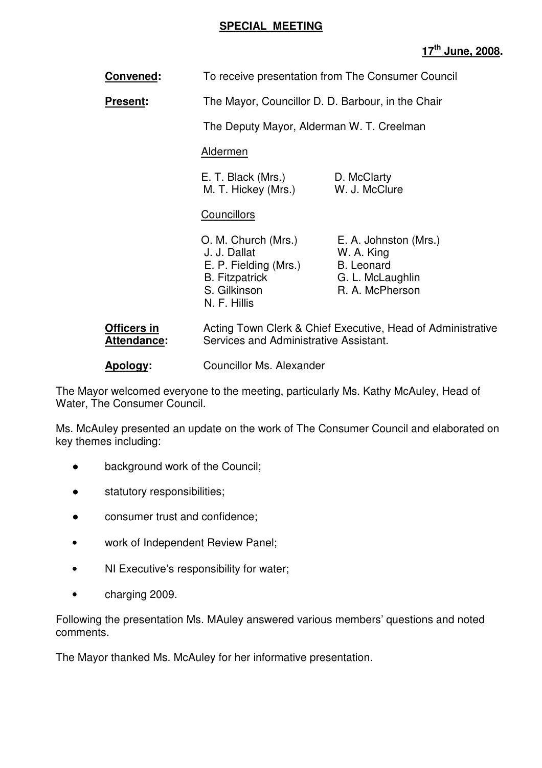## SPECIAL MEETING

**17th June, 2008.**

**Convened:** To receive presentation from The Consumer Council

**Present:** The Mayor, Councillor D. D. Barbour, in the Chair

The Deputy Mayor, Alderman W. T. Creelman

Aldermen

E. T. Black (Mrs.)
D. McClarty
M. T. Hickey (Mrs.)
W. J. McClure

Councillors

O. M. Church (Mrs.)
E. A. Johnston (Mrs.)
J. J. Dallat
W. A. King
E. P. Fielding (Mrs.)
B. Leonard
B. Fitzpatrick
G. L. McLaughlin
S. Gilkinson
R. A. McPherson
N. F. Hillis

**Officers in Attendance:** Acting Town Clerk & Chief Executive, Head of Administrative Services and Administrative Assistant.

**Apology:** Councillor Ms. Alexander

The Mayor welcomed everyone to the meeting, particularly Ms. Kathy McAuley, Head of Water, The Consumer Council.

Ms. McAuley presented an update on the work of The Consumer Council and elaborated on key themes including:

- background work of the Council;
- statutory responsibilities;
- consumer trust and confidence;
- work of Independent Review Panel;
- NI Executive's responsibility for water;
- charging 2009.

Following the presentation Ms. MAuley answered various members' questions and noted comments.

The Mayor thanked Ms. McAuley for her informative presentation.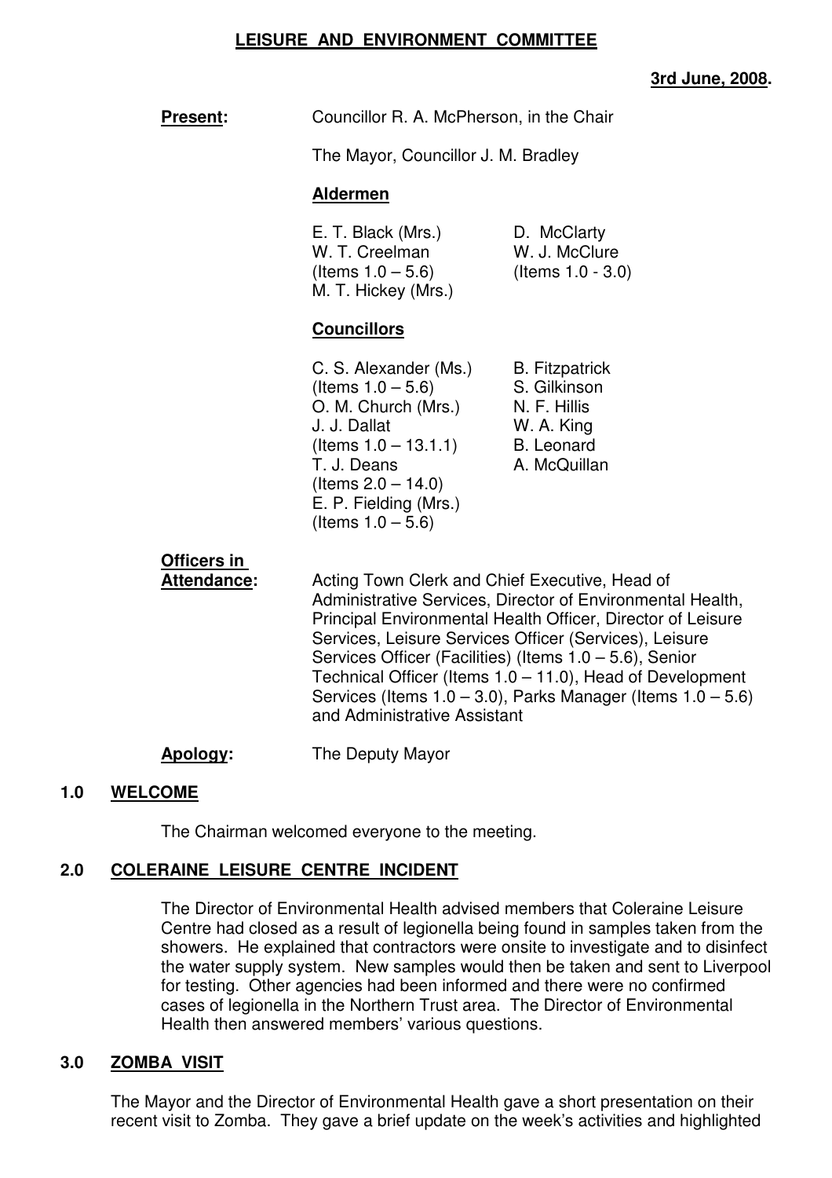# LEISURE AND ENVIRONMENT COMMITTEE

**3rd June, 2008.**

**Present:** Councillor R. A. McPherson, in the Chair

The Mayor, Councillor J. M. Bradley

**Aldermen**

E. T. Black (Mrs.)
W. T. Creelman (Items 1.0 – 5.6)
M. T. Hickey (Mrs.)
D. McClarty
W. J. McClure (Items 1.0 - 3.0)

**Councillors**

C. S. Alexander (Ms.) (Items 1.0 – 5.6)
O. M. Church (Mrs.)
J. J. Dallat (Items 1.0 – 13.1.1)
T. J. Deans (Items 2.0 – 14.0)
E. P. Fielding (Mrs.) (Items 1.0 – 5.6)
B. Fitzpatrick
S. Gilkinson
N. F. Hillis
W. A. King
B. Leonard
A. McQuillan

**Officers in Attendance:** Acting Town Clerk and Chief Executive, Head of Administrative Services, Director of Environmental Health, Principal Environmental Health Officer, Director of Leisure Services, Leisure Services Officer (Services), Leisure Services Officer (Facilities) (Items 1.0 – 5.6), Senior Technical Officer (Items 1.0 – 11.0), Head of Development Services (Items 1.0 – 3.0), Parks Manager (Items 1.0 – 5.6) and Administrative Assistant

**Apology:** The Deputy Mayor

## 1.0 WELCOME

The Chairman welcomed everyone to the meeting.

## 2.0 COLERAINE LEISURE CENTRE INCIDENT

The Director of Environmental Health advised members that Coleraine Leisure Centre had closed as a result of legionella being found in samples taken from the showers. He explained that contractors were onsite to investigate and to disinfect the water supply system. New samples would then be taken and sent to Liverpool for testing. Other agencies had been informed and there were no confirmed cases of legionella in the Northern Trust area. The Director of Environmental Health then answered members' various questions.

## 3.0 ZOMBA VISIT

The Mayor and the Director of Environmental Health gave a short presentation on their recent visit to Zomba. They gave a brief update on the week's activities and highlighted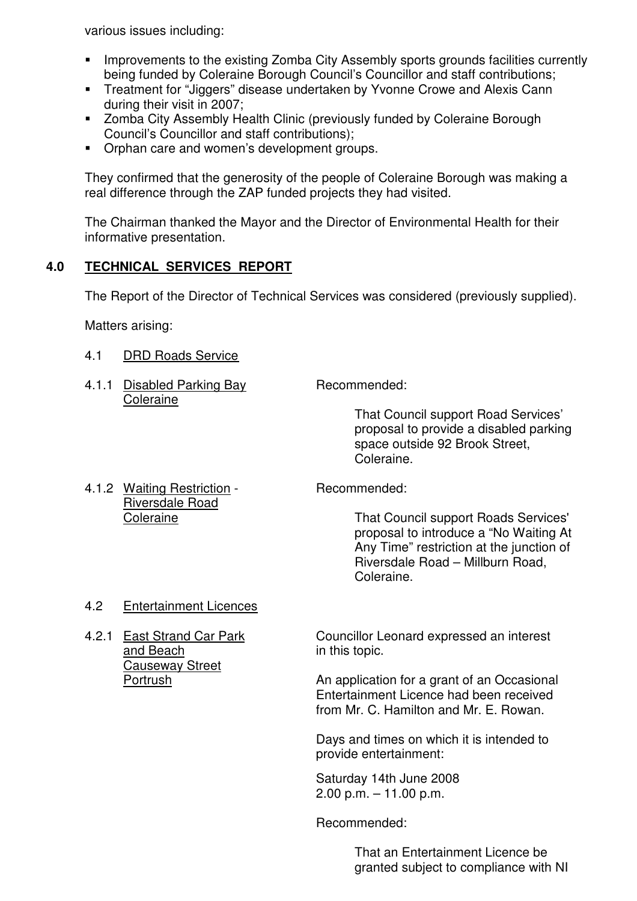various issues including:

- Improvements to the existing Zomba City Assembly sports grounds facilities currently being funded by Coleraine Borough Council's Councillor and staff contributions;
- Treatment for "Jiggers" disease undertaken by Yvonne Crowe and Alexis Cann during their visit in 2007;
- Zomba City Assembly Health Clinic (previously funded by Coleraine Borough Council's Councillor and staff contributions);
- Orphan care and women's development groups.

They confirmed that the generosity of the people of Coleraine Borough was making a real difference through the ZAP funded projects they had visited.

The Chairman thanked the Mayor and the Director of Environmental Health for their informative presentation.

## 4.0 TECHNICAL SERVICES REPORT

The Report of the Director of Technical Services was considered (previously supplied).

Matters arising:

4.1 DRD Roads Service

4.1.1 Disabled Parking Bay Coleraine

Recommended:

That Council support Road Services' proposal to provide a disabled parking space outside 92 Brook Street, Coleraine.

4.1.2 Waiting Restriction - Riversdale Road Coleraine

Recommended:

That Council support Roads Services' proposal to introduce a "No Waiting At Any Time" restriction at the junction of Riversdale Road – Millburn Road, Coleraine.

4.2 Entertainment Licences

4.2.1 East Strand Car Park and Beach Causeway Street Portrush

Councillor Leonard expressed an interest in this topic.

An application for a grant of an Occasional Entertainment Licence had been received from Mr. C. Hamilton and Mr. E. Rowan.

Days and times on which it is intended to provide entertainment:

Saturday 14th June 2008
2.00 p.m. – 11.00 p.m.

Recommended:

That an Entertainment Licence be granted subject to compliance with NI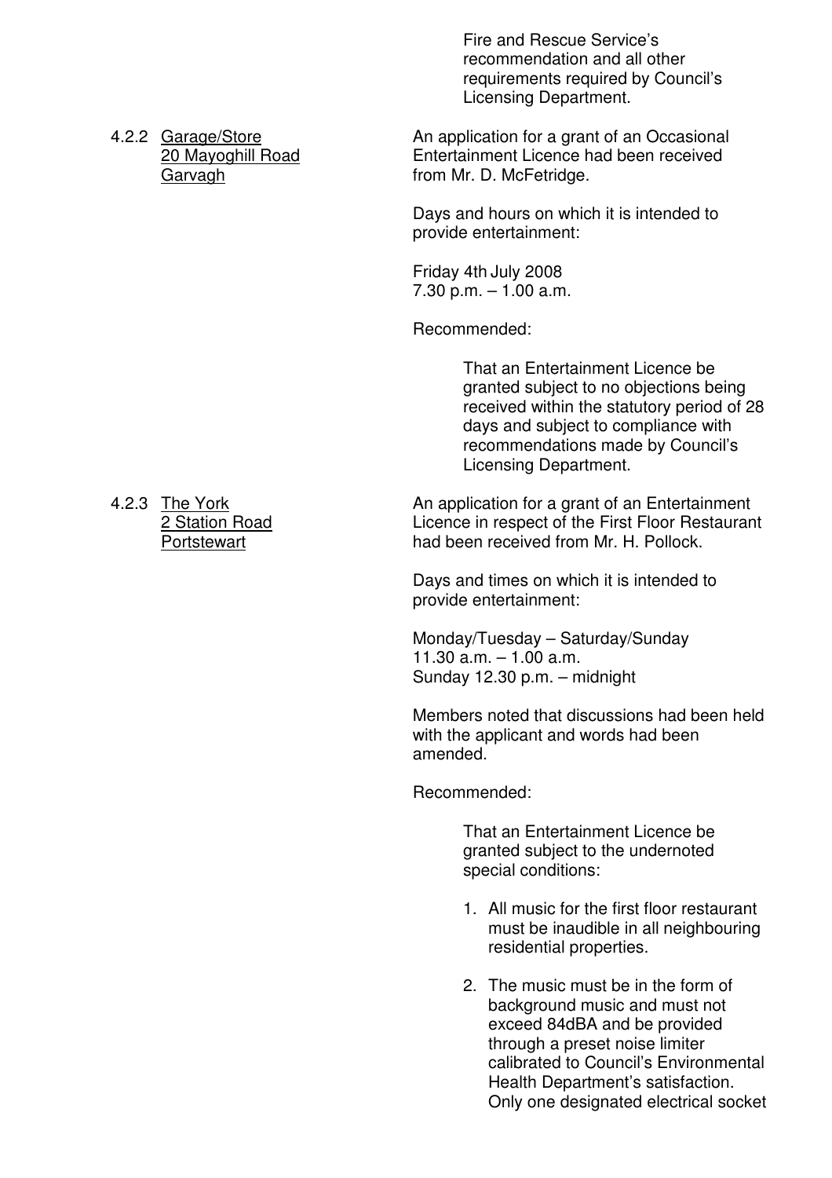Fire and Rescue Service's recommendation and all other requirements required by Council's Licensing Department.

4.2.2 <u>Garage/Store</u>
<u>20 Mayoghill Road</u>
<u>Garvagh</u>

An application for a grant of an Occasional Entertainment Licence had been received from Mr. D. McFetridge.

Days and hours on which it is intended to provide entertainment:

Friday 4th July 2008
7.30 p.m. – 1.00 a.m.

Recommended:

> That an Entertainment Licence be granted subject to no objections being received within the statutory period of 28 days and subject to compliance with recommendations made by Council's Licensing Department.

4.2.3 <u>The York</u>
<u>2 Station Road</u>
<u>Portstewart</u>

An application for a grant of an Entertainment Licence in respect of the First Floor Restaurant had been received from Mr. H. Pollock.

Days and times on which it is intended to provide entertainment:

Monday/Tuesday – Saturday/Sunday
11.30 a.m. – 1.00 a.m.
Sunday 12.30 p.m. – midnight

Members noted that discussions had been held with the applicant and words had been amended.

Recommended:

> That an Entertainment Licence be granted subject to the undernoted special conditions:
>
> 1. All music for the first floor restaurant must be inaudible in all neighbouring residential properties.
>
> 2. The music must be in the form of background music and must not exceed 84dBA and be provided through a preset noise limiter calibrated to Council's Environmental Health Department's satisfaction. Only one designated electrical socket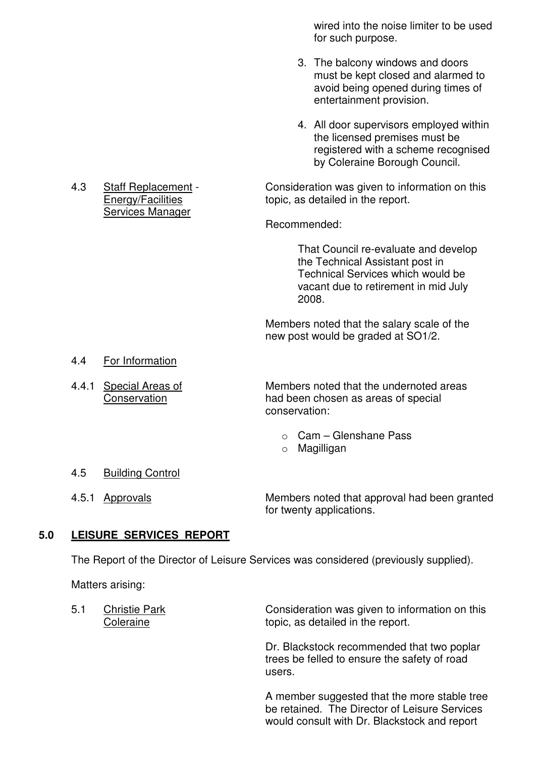wired into the noise limiter to be used for such purpose.

3. The balcony windows and doors must be kept closed and alarmed to avoid being opened during times of entertainment provision.

4. All door supervisors employed within the licensed premises must be registered with a scheme recognised by Coleraine Borough Council.

4.3 <u>Staff Replacement - Energy/Facilities Services Manager</u>

Consideration was given to information on this topic, as detailed in the report.

Recommended:

> That Council re-evaluate and develop the Technical Assistant post in Technical Services which would be vacant due to retirement in mid July 2008.

Members noted that the salary scale of the new post would be graded at SO1/2.

4.4 <u>For Information</u>

4.4.1 <u>Special Areas of Conservation</u>

Members noted that the undernoted areas had been chosen as areas of special conservation:

- Cam – Glenshane Pass
- Magilligan

4.5 <u>Building Control</u>

4.5.1 <u>Approvals</u>

Members noted that approval had been granted for twenty applications.

## 5.0 LEISURE SERVICES REPORT

The Report of the Director of Leisure Services was considered (previously supplied).

Matters arising:

5.1 <u>Christie Park Coleraine</u>

Consideration was given to information on this topic, as detailed in the report.

Dr. Blackstock recommended that two poplar trees be felled to ensure the safety of road users.

A member suggested that the more stable tree be retained. The Director of Leisure Services would consult with Dr. Blackstock and report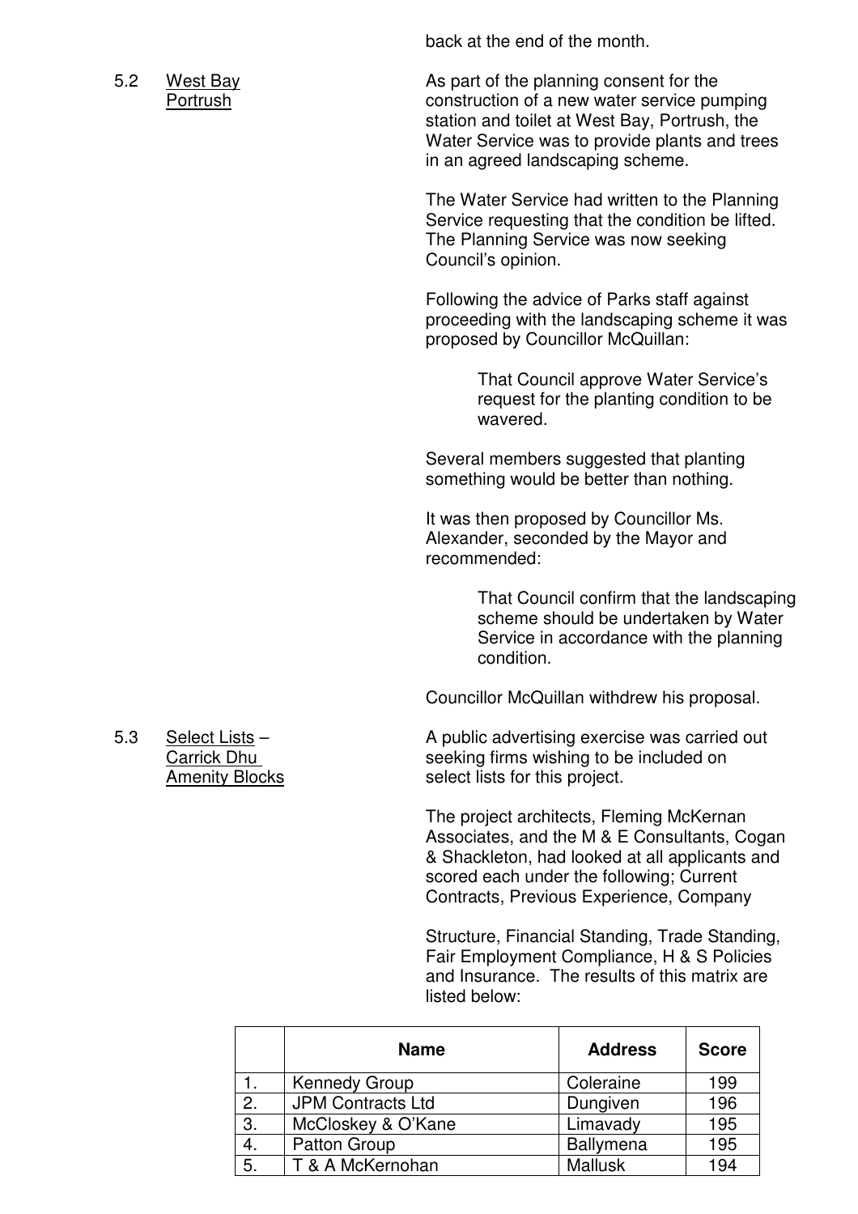back at the end of the month.

5.2 West Bay Portrush

As part of the planning consent for the construction of a new water service pumping station and toilet at West Bay, Portrush, the Water Service was to provide plants and trees in an agreed landscaping scheme.

The Water Service had written to the Planning Service requesting that the condition be lifted. The Planning Service was now seeking Council's opinion.

Following the advice of Parks staff against proceeding with the landscaping scheme it was proposed by Councillor McQuillan:

> That Council approve Water Service's request for the planting condition to be wavered.

Several members suggested that planting something would be better than nothing.

It was then proposed by Councillor Ms. Alexander, seconded by the Mayor and recommended:

> That Council confirm that the landscaping scheme should be undertaken by Water Service in accordance with the planning condition.

Councillor McQuillan withdrew his proposal.

5.3 Select Lists – Carrick Dhu Amenity Blocks

A public advertising exercise was carried out seeking firms wishing to be included on select lists for this project.

The project architects, Fleming McKernan Associates, and the M & E Consultants, Cogan & Shackleton, had looked at all applicants and scored each under the following; Current Contracts, Previous Experience, Company

Structure, Financial Standing, Trade Standing, Fair Employment Compliance, H & S Policies and Insurance. The results of this matrix are listed below:

| | Name | Address | Score |
|---|---|---|---|
| 1. | Kennedy Group | Coleraine | 199 |
| 2. | JPM Contracts Ltd | Dungiven | 196 |
| 3. | McCloskey & O'Kane | Limavady | 195 |
| 4. | Patton Group | Ballymena | 195 |
| 5. | T & A McKernohan | Mallusk | 194 |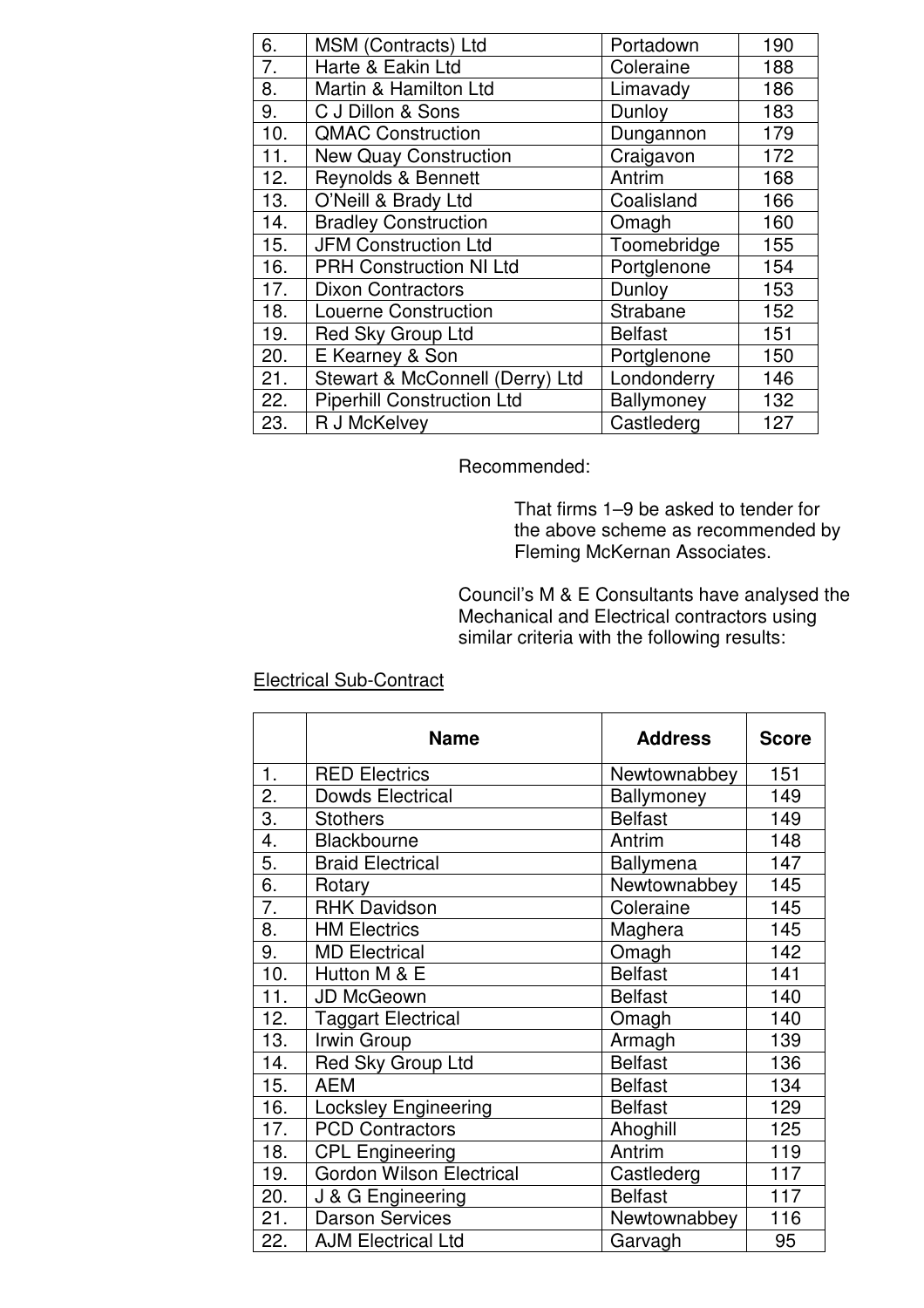| | | | |
|---|---|---|---|
| 6. | MSM (Contracts) Ltd | Portadown | 190 |
| 7. | Harte & Eakin Ltd | Coleraine | 188 |
| 8. | Martin & Hamilton Ltd | Limavady | 186 |
| 9. | C J Dillon & Sons | Dunloy | 183 |
| 10. | QMAC Construction | Dungannon | 179 |
| 11. | New Quay Construction | Craigavon | 172 |
| 12. | Reynolds & Bennett | Antrim | 168 |
| 13. | O'Neill & Brady Ltd | Coalisland | 166 |
| 14. | Bradley Construction | Omagh | 160 |
| 15. | JFM Construction Ltd | Toomebridge | 155 |
| 16. | PRH Construction NI Ltd | Portglenone | 154 |
| 17. | Dixon Contractors | Dunloy | 153 |
| 18. | Louerne Construction | Strabane | 152 |
| 19. | Red Sky Group Ltd | Belfast | 151 |
| 20. | E Kearney & Son | Portglenone | 150 |
| 21. | Stewart & McConnell (Derry) Ltd | Londonderry | 146 |
| 22. | Piperhill Construction Ltd | Ballymoney | 132 |
| 23. | R J McKelvey | Castlederg | 127 |

Recommended:

That firms 1–9 be asked to tender for the above scheme as recommended by Fleming McKernan Associates.

Council's M & E Consultants have analysed the Mechanical and Electrical contractors using similar criteria with the following results:

Electrical Sub-Contract

| | Name | Address | Score |
|---|---|---|---|
| 1. | RED Electrics | Newtownabbey | 151 |
| 2. | Dowds Electrical | Ballymoney | 149 |
| 3. | Stothers | Belfast | 149 |
| 4. | Blackbourne | Antrim | 148 |
| 5. | Braid Electrical | Ballymena | 147 |
| 6. | Rotary | Newtownabbey | 145 |
| 7. | RHK Davidson | Coleraine | 145 |
| 8. | HM Electrics | Maghera | 145 |
| 9. | MD Electrical | Omagh | 142 |
| 10. | Hutton M & E | Belfast | 141 |
| 11. | JD McGeown | Belfast | 140 |
| 12. | Taggart Electrical | Omagh | 140 |
| 13. | Irwin Group | Armagh | 139 |
| 14. | Red Sky Group Ltd | Belfast | 136 |
| 15. | AEM | Belfast | 134 |
| 16. | Locksley Engineering | Belfast | 129 |
| 17. | PCD Contractors | Ahoghill | 125 |
| 18. | CPL Engineering | Antrim | 119 |
| 19. | Gordon Wilson Electrical | Castlederg | 117 |
| 20. | J & G Engineering | Belfast | 117 |
| 21. | Darson Services | Newtownabbey | 116 |
| 22. | AJM Electrical Ltd | Garvagh | 95 |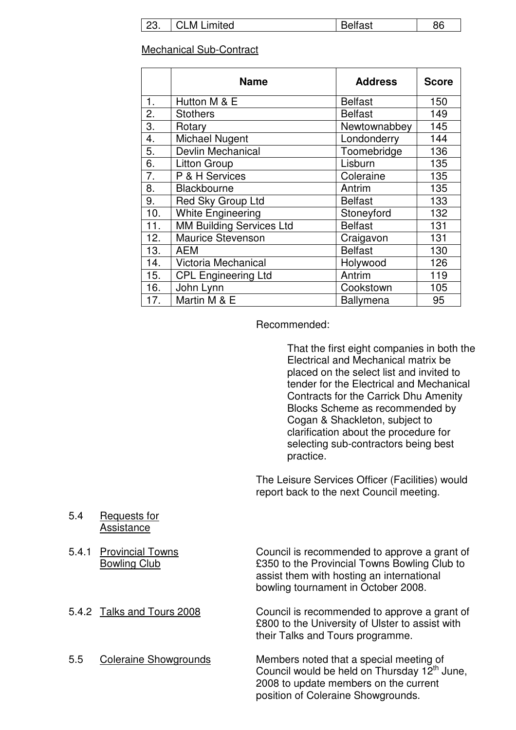| 23. | CLM Limited | Belfast | 86 |
|---|---|---|---|

Mechanical Sub-Contract

| | Name | Address | Score |
|---|---|---|---|
| 1. | Hutton M & E | Belfast | 150 |
| 2. | Stothers | Belfast | 149 |
| 3. | Rotary | Newtownabbey | 145 |
| 4. | Michael Nugent | Londonderry | 144 |
| 5. | Devlin Mechanical | Toomebridge | 136 |
| 6. | Litton Group | Lisburn | 135 |
| 7. | P & H Services | Coleraine | 135 |
| 8. | Blackbourne | Antrim | 135 |
| 9. | Red Sky Group Ltd | Belfast | 133 |
| 10. | White Engineering | Stoneyford | 132 |
| 11. | MM Building Services Ltd | Belfast | 131 |
| 12. | Maurice Stevenson | Craigavon | 131 |
| 13. | AEM | Belfast | 130 |
| 14. | Victoria Mechanical | Holywood | 126 |
| 15. | CPL Engineering Ltd | Antrim | 119 |
| 16. | John Lynn | Cookstown | 105 |
| 17. | Martin M & E | Ballymena | 95 |

Recommended:

That the first eight companies in both the Electrical and Mechanical matrix be placed on the select list and invited to tender for the Electrical and Mechanical Contracts for the Carrick Dhu Amenity Blocks Scheme as recommended by Cogan & Shackleton, subject to clarification about the procedure for selecting sub-contractors being best practice.

The Leisure Services Officer (Facilities) would report back to the next Council meeting.

5.4 Requests for Assistance

5.4.1 Provincial Towns Bowling Club

Council is recommended to approve a grant of £350 to the Provincial Towns Bowling Club to assist them with hosting an international bowling tournament in October 2008.

5.4.2 Talks and Tours 2008

Council is recommended to approve a grant of £800 to the University of Ulster to assist with their Talks and Tours programme.

5.5 Coleraine Showgrounds

Members noted that a special meeting of Council would be held on Thursday 12th June, 2008 to update members on the current position of Coleraine Showgrounds.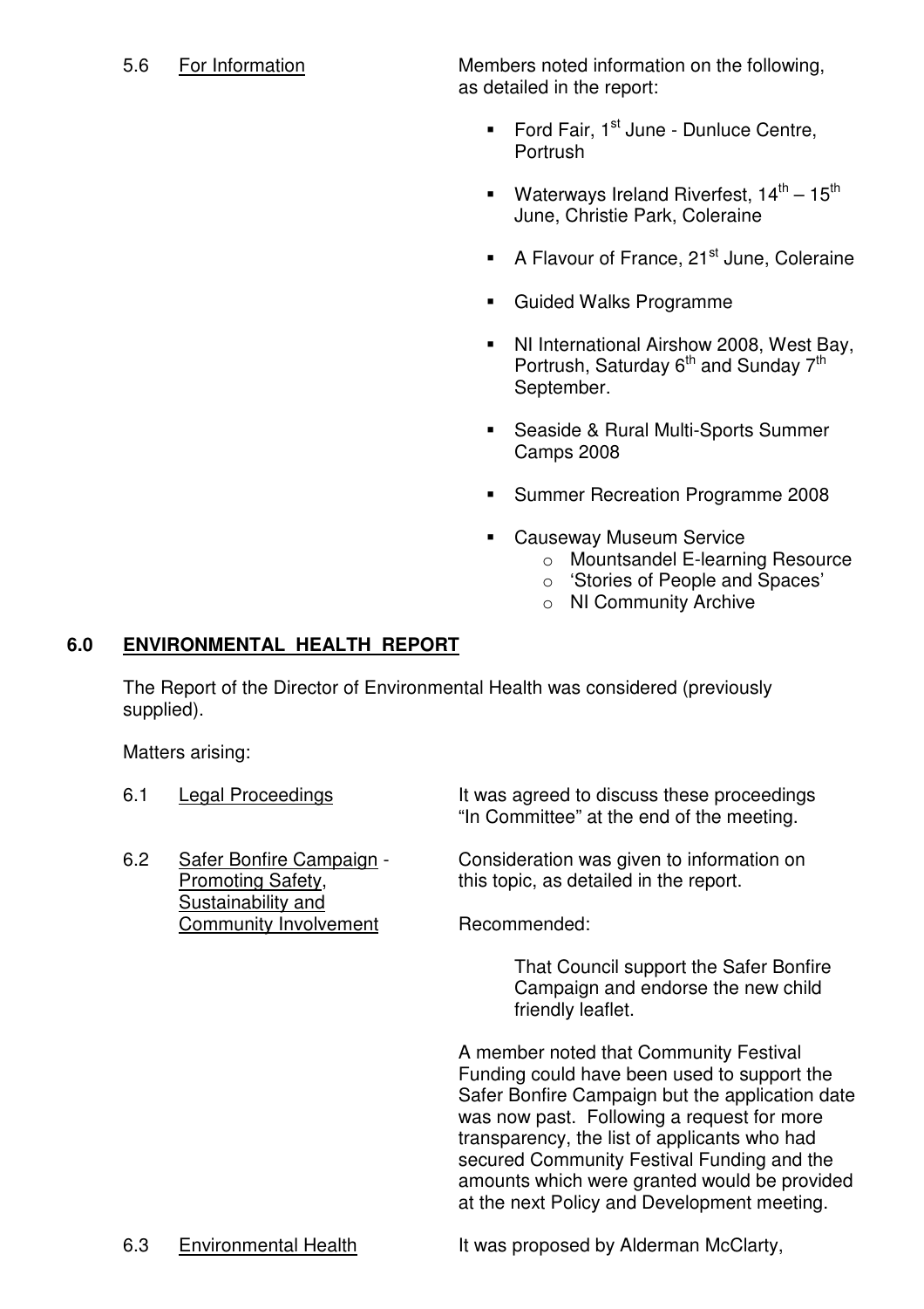5.6 For Information

Members noted information on the following, as detailed in the report:

- Ford Fair, 1st June - Dunluce Centre, Portrush
- Waterways Ireland Riverfest, 14th – 15th June, Christie Park, Coleraine
- A Flavour of France, 21st June, Coleraine
- Guided Walks Programme
- NI International Airshow 2008, West Bay, Portrush, Saturday 6th and Sunday 7th September.
- Seaside & Rural Multi-Sports Summer Camps 2008
- Summer Recreation Programme 2008
- Causeway Museum Service
  - Mountsandel E-learning Resource
  - 'Stories of People and Spaces'
  - NI Community Archive

## 6.0 ENVIRONMENTAL HEALTH REPORT

The Report of the Director of Environmental Health was considered (previously supplied).

Matters arising:

6.1 Legal Proceedings

It was agreed to discuss these proceedings "In Committee" at the end of the meeting.

6.2 Safer Bonfire Campaign - Promoting Safety, Sustainability and Community Involvement

Consideration was given to information on this topic, as detailed in the report.

Recommended:

> That Council support the Safer Bonfire Campaign and endorse the new child friendly leaflet.

A member noted that Community Festival Funding could have been used to support the Safer Bonfire Campaign but the application date was now past. Following a request for more transparency, the list of applicants who had secured Community Festival Funding and the amounts which were granted would be provided at the next Policy and Development meeting.

6.3 Environmental Health

It was proposed by Alderman McClarty,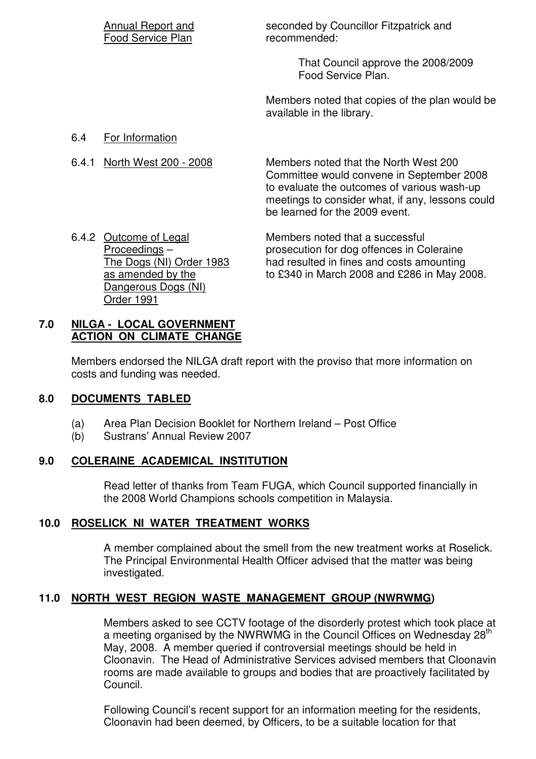Annual Report and Food Service Plan — seconded by Councillor Fitzpatrick and recommended:

> That Council approve the 2008/2009 Food Service Plan.

Members noted that copies of the plan would be available in the library.

6.4 For Information

6.4.1 North West 200 - 2008

Members noted that the North West 200 Committee would convene in September 2008 to evaluate the outcomes of various wash-up meetings to consider what, if any, lessons could be learned for the 2009 event.

6.4.2 Outcome of Legal Proceedings – The Dogs (NI) Order 1983 as amended by the Dangerous Dogs (NI) Order 1991

Members noted that a successful prosecution for dog offences in Coleraine had resulted in fines and costs amounting to £340 in March 2008 and £286 in May 2008.

## 7.0 NILGA - LOCAL GOVERNMENT ACTION ON CLIMATE CHANGE

Members endorsed the NILGA draft report with the proviso that more information on costs and funding was needed.

## 8.0 DOCUMENTS TABLED

(a) Area Plan Decision Booklet for Northern Ireland – Post Office
(b) Sustrans' Annual Review 2007

## 9.0 COLERAINE ACADEMICAL INSTITUTION

Read letter of thanks from Team FUGA, which Council supported financially in the 2008 World Champions schools competition in Malaysia.

## 10.0 ROSELICK NI WATER TREATMENT WORKS

A member complained about the smell from the new treatment works at Roselick. The Principal Environmental Health Officer advised that the matter was being investigated.

## 11.0 NORTH WEST REGION WASTE MANAGEMENT GROUP (NWRWMG)

Members asked to see CCTV footage of the disorderly protest which took place at a meeting organised by the NWRWMG in the Council Offices on Wednesday 28th May, 2008. A member queried if controversial meetings should be held in Cloonavin. The Head of Administrative Services advised members that Cloonavin rooms are made available to groups and bodies that are proactively facilitated by Council.

Following Council's recent support for an information meeting for the residents, Cloonavin had been deemed, by Officers, to be a suitable location for that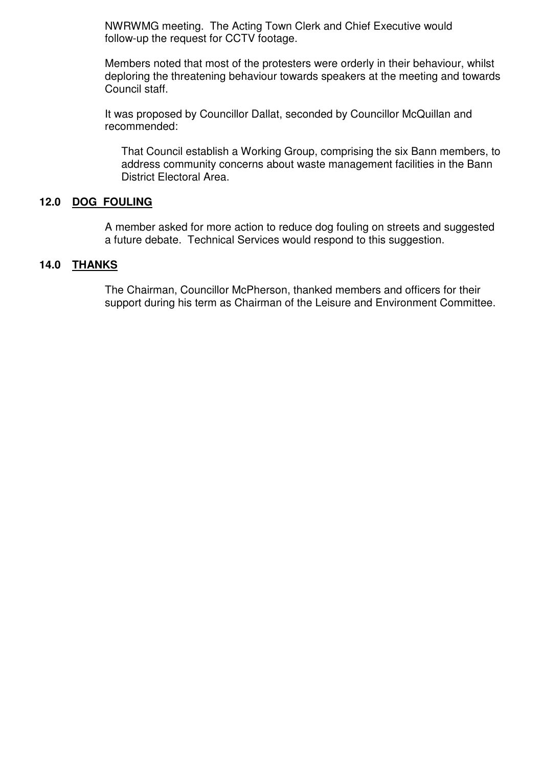NWRWMG meeting. The Acting Town Clerk and Chief Executive would follow-up the request for CCTV footage.

Members noted that most of the protesters were orderly in their behaviour, whilst deploring the threatening behaviour towards speakers at the meeting and towards Council staff.

It was proposed by Councillor Dallat, seconded by Councillor McQuillan and recommended:

> That Council establish a Working Group, comprising the six Bann members, to address community concerns about waste management facilities in the Bann District Electoral Area.

## 12.0 DOG FOULING

A member asked for more action to reduce dog fouling on streets and suggested a future debate. Technical Services would respond to this suggestion.

## 14.0 THANKS

The Chairman, Councillor McPherson, thanked members and officers for their support during his term as Chairman of the Leisure and Environment Committee.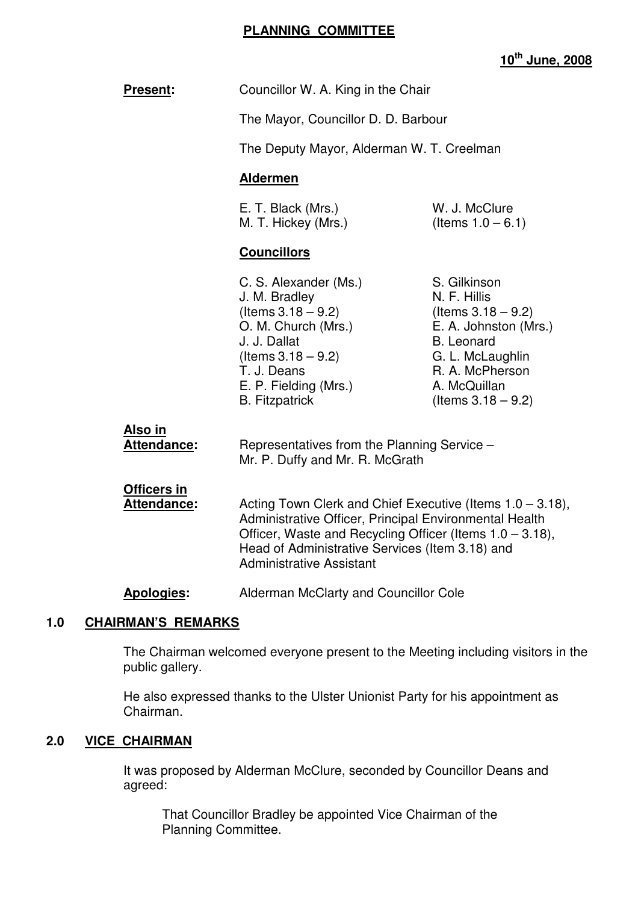# PLANNING COMMITTEE

**10th June, 2008**

**Present:** Councillor W. A. King in the Chair

The Mayor, Councillor D. D. Barbour

The Deputy Mayor, Alderman W. T. Creelman

**Aldermen**

E. T. Black (Mrs.)
M. T. Hickey (Mrs.)
W. J. McClure (Items 1.0 – 6.1)

**Councillors**

C. S. Alexander (Ms.)
J. M. Bradley (Items 3.18 – 9.2)
O. M. Church (Mrs.)
J. J. Dallat (Items 3.18 – 9.2)
T. J. Deans
E. P. Fielding (Mrs.)
B. Fitzpatrick
S. Gilkinson
N. F. Hillis (Items 3.18 – 9.2)
E. A. Johnston (Mrs.)
B. Leonard
G. L. McLaughlin
R. A. McPherson
A. McQuillan (Items 3.18 – 9.2)

**Also in Attendance:** Representatives from the Planning Service – Mr. P. Duffy and Mr. R. McGrath

**Officers in Attendance:** Acting Town Clerk and Chief Executive (Items 1.0 – 3.18), Administrative Officer, Principal Environmental Health Officer, Waste and Recycling Officer (Items 1.0 – 3.18), Head of Administrative Services (Item 3.18) and Administrative Assistant

**Apologies:** Alderman McClarty and Councillor Cole

## 1.0 CHAIRMAN'S REMARKS

The Chairman welcomed everyone present to the Meeting including visitors in the public gallery.

He also expressed thanks to the Ulster Unionist Party for his appointment as Chairman.

## 2.0 VICE CHAIRMAN

It was proposed by Alderman McClure, seconded by Councillor Deans and agreed:

> That Councillor Bradley be appointed Vice Chairman of the Planning Committee.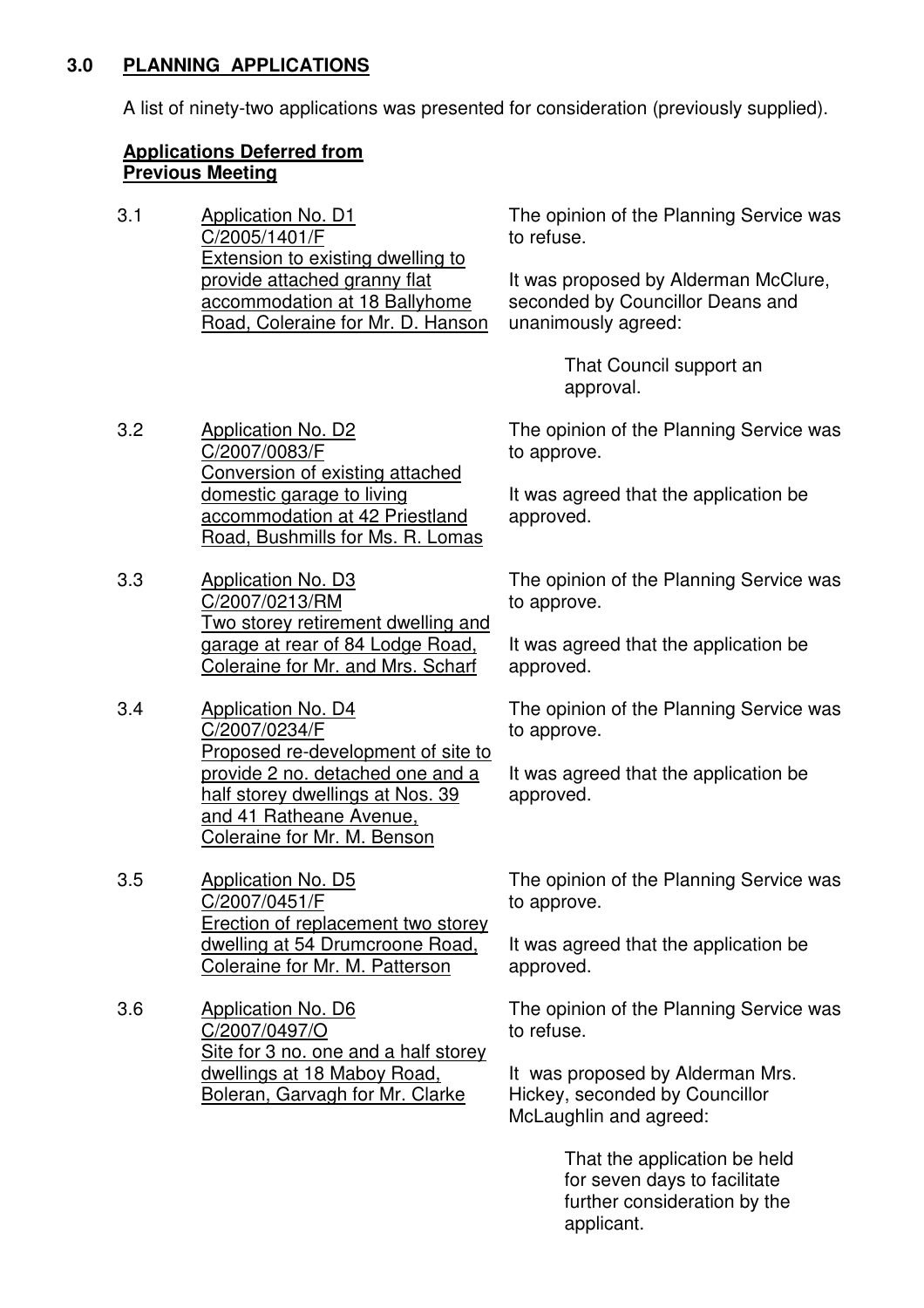## 3.0 PLANNING APPLICATIONS

A list of ninety-two applications was presented for consideration (previously supplied).

**Applications Deferred from Previous Meeting**

3.1 Application No. D1
C/2005/1401/F
Extension to existing dwelling to provide attached granny flat accommodation at 18 Ballyhome Road, Coleraine for Mr. D. Hanson

The opinion of the Planning Service was to refuse.

It was proposed by Alderman McClure, seconded by Councillor Deans and unanimously agreed:

> That Council support an approval.

3.2 Application No. D2
C/2007/0083/F
Conversion of existing attached domestic garage to living accommodation at 42 Priestland Road, Bushmills for Ms. R. Lomas

The opinion of the Planning Service was to approve.

It was agreed that the application be approved.

3.3 Application No. D3
C/2007/0213/RM
Two storey retirement dwelling and garage at rear of 84 Lodge Road, Coleraine for Mr. and Mrs. Scharf

The opinion of the Planning Service was to approve.

It was agreed that the application be approved.

3.4 Application No. D4
C/2007/0234/F
Proposed re-development of site to provide 2 no. detached one and a half storey dwellings at Nos. 39 and 41 Ratheane Avenue, Coleraine for Mr. M. Benson

The opinion of the Planning Service was to approve.

It was agreed that the application be approved.

3.5 Application No. D5
C/2007/0451/F
Erection of replacement two storey dwelling at 54 Drumcroone Road, Coleraine for Mr. M. Patterson

The opinion of the Planning Service was to approve.

It was agreed that the application be approved.

3.6 Application No. D6
C/2007/0497/O
Site for 3 no. one and a half storey dwellings at 18 Maboy Road, Boleran, Garvagh for Mr. Clarke

The opinion of the Planning Service was to refuse.

It was proposed by Alderman Mrs. Hickey, seconded by Councillor McLaughlin and agreed:

> That the application be held for seven days to facilitate further consideration by the applicant.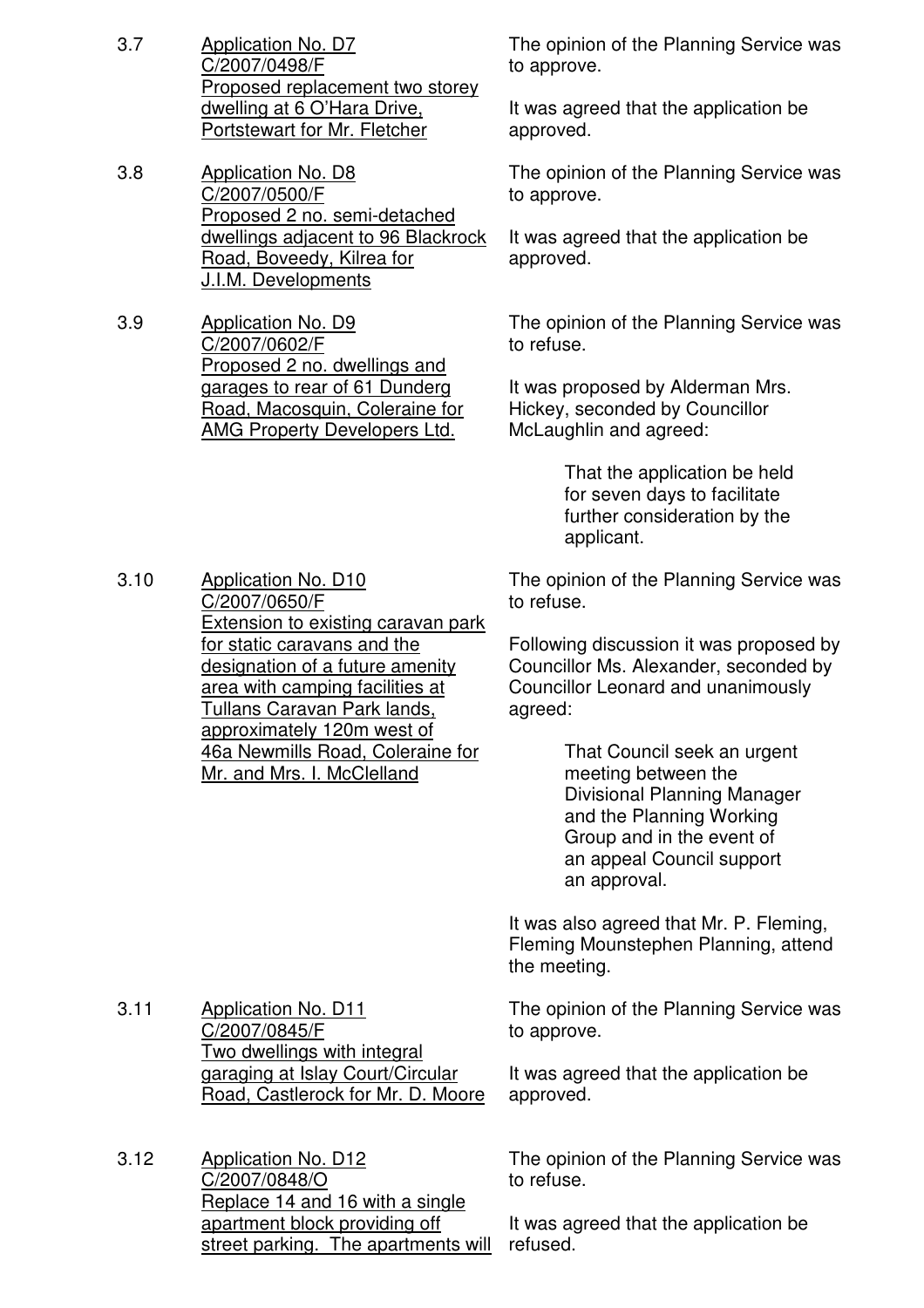3.7 Application No. D7
C/2007/0498/F
Proposed replacement two storey dwelling at 6 O'Hara Drive, Portstewart for Mr. Fletcher

The opinion of the Planning Service was to approve.

It was agreed that the application be approved.

3.8 Application No. D8
C/2007/0500/F
Proposed 2 no. semi-detached dwellings adjacent to 96 Blackrock Road, Boveedy, Kilrea for J.I.M. Developments

The opinion of the Planning Service was to approve.

It was agreed that the application be approved.

3.9 Application No. D9
C/2007/0602/F
Proposed 2 no. dwellings and garages to rear of 61 Dunderg Road, Macosquin, Coleraine for AMG Property Developers Ltd.

The opinion of the Planning Service was to refuse.

It was proposed by Alderman Mrs. Hickey, seconded by Councillor McLaughlin and agreed:

> That the application be held for seven days to facilitate further consideration by the applicant.

3.10 Application No. D10
C/2007/0650/F
Extension to existing caravan park for static caravans and the designation of a future amenity area with camping facilities at Tullans Caravan Park lands, approximately 120m west of 46a Newmills Road, Coleraine for Mr. and Mrs. I. McClelland

The opinion of the Planning Service was to refuse.

Following discussion it was proposed by Councillor Ms. Alexander, seconded by Councillor Leonard and unanimously agreed:

> That Council seek an urgent meeting between the Divisional Planning Manager and the Planning Working Group and in the event of an appeal Council support an approval.

It was also agreed that Mr. P. Fleming, Fleming Mounstephen Planning, attend the meeting.

3.11 Application No. D11
C/2007/0845/F
Two dwellings with integral garaging at Islay Court/Circular Road, Castlerock for Mr. D. Moore

The opinion of the Planning Service was to approve.

It was agreed that the application be approved.

3.12 Application No. D12
C/2007/0848/O
Replace 14 and 16 with a single apartment block providing off street parking. The apartments will

The opinion of the Planning Service was to refuse.

It was agreed that the application be refused.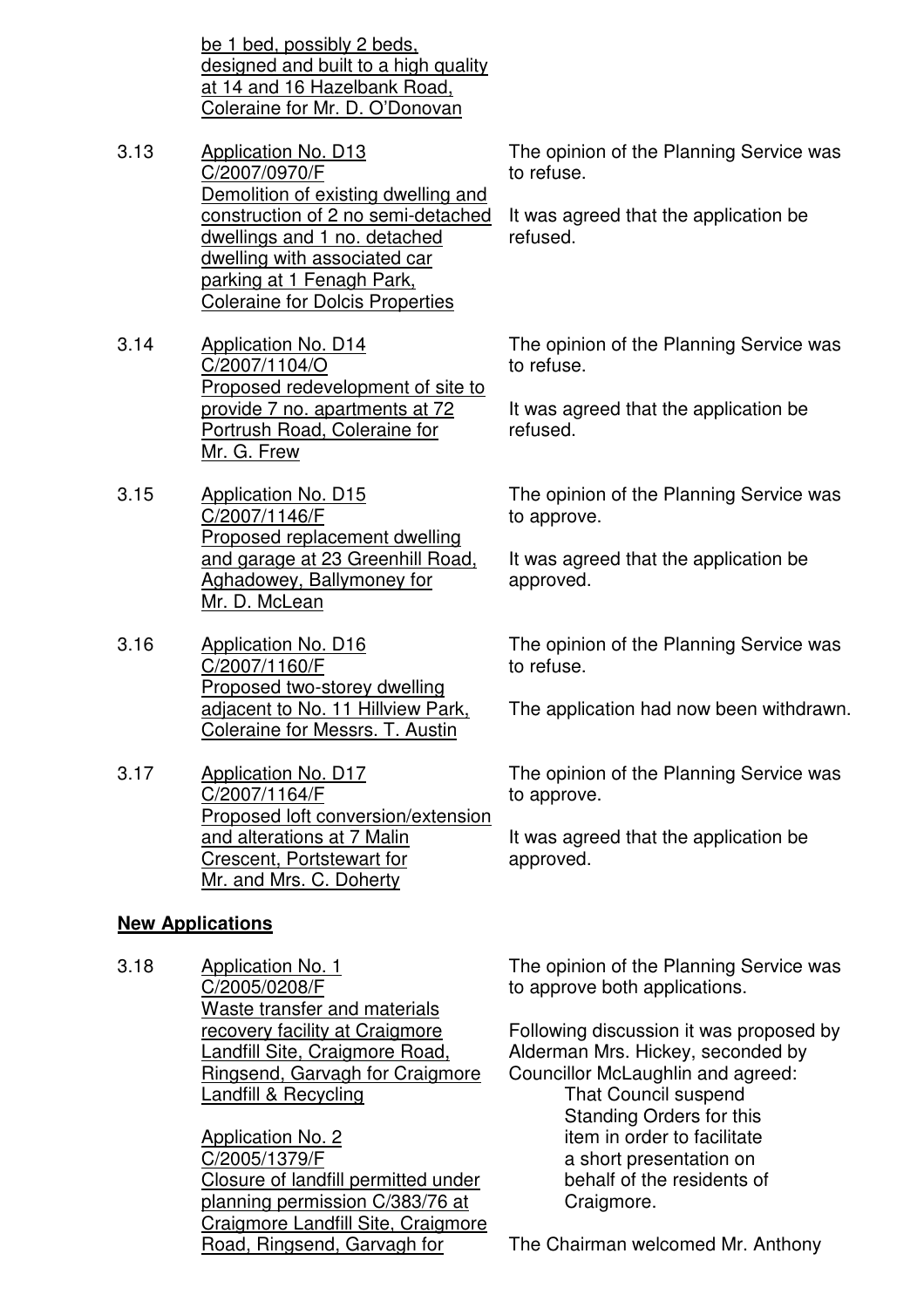be 1 bed, possibly 2 beds, designed and built to a high quality at 14 and 16 Hazelbank Road, Coleraine for Mr. D. O'Donovan

3.13 Application No. D13
C/2007/0970/F
Demolition of existing dwelling and construction of 2 no semi-detached dwellings and 1 no. detached dwelling with associated car parking at 1 Fenagh Park, Coleraine for Dolcis Properties

The opinion of the Planning Service was to refuse.

It was agreed that the application be refused.

3.14 Application No. D14
C/2007/1104/O
Proposed redevelopment of site to provide 7 no. apartments at 72 Portrush Road, Coleraine for Mr. G. Frew

The opinion of the Planning Service was to refuse.

It was agreed that the application be refused.

3.15 Application No. D15
C/2007/1146/F
Proposed replacement dwelling and garage at 23 Greenhill Road, Aghadowey, Ballymoney for Mr. D. McLean

The opinion of the Planning Service was to approve.

It was agreed that the application be approved.

3.16 Application No. D16
C/2007/1160/F
Proposed two-storey dwelling adjacent to No. 11 Hillview Park, Coleraine for Messrs. T. Austin

The opinion of the Planning Service was to refuse.

The application had now been withdrawn.

3.17 Application No. D17
C/2007/1164/F
Proposed loft conversion/extension and alterations at 7 Malin Crescent, Portstewart for Mr. and Mrs. C. Doherty

The opinion of the Planning Service was to approve.

It was agreed that the application be approved.

## New Applications

3.18 Application No. 1
C/2005/0208/F
Waste transfer and materials recovery facility at Craigmore Landfill Site, Craigmore Road, Ringsend, Garvagh for Craigmore Landfill & Recycling

Application No. 2
C/2005/1379/F
Closure of landfill permitted under planning permission C/383/76 at Craigmore Landfill Site, Craigmore Road, Ringsend, Garvagh for

The opinion of the Planning Service was to approve both applications.

Following discussion it was proposed by Alderman Mrs. Hickey, seconded by Councillor McLaughlin and agreed:

> That Council suspend Standing Orders for this item in order to facilitate a short presentation on behalf of the residents of Craigmore.

The Chairman welcomed Mr. Anthony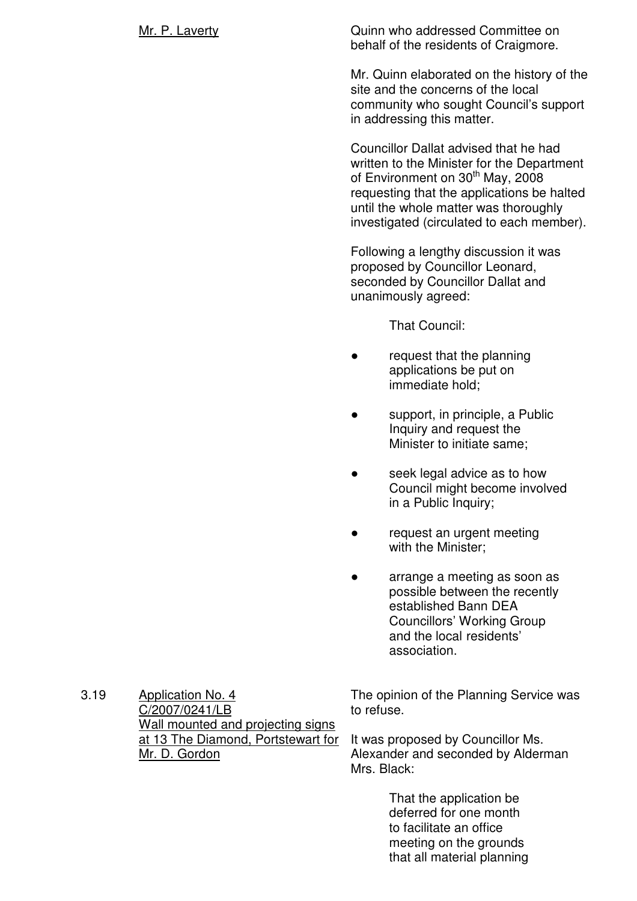Mr. P. Laverty

Quinn who addressed Committee on behalf of the residents of Craigmore.

Mr. Quinn elaborated on the history of the site and the concerns of the local community who sought Council's support in addressing this matter.

Councillor Dallat advised that he had written to the Minister for the Department of Environment on 30th May, 2008 requesting that the applications be halted until the whole matter was thoroughly investigated (circulated to each member).

Following a lengthy discussion it was proposed by Councillor Leonard, seconded by Councillor Dallat and unanimously agreed:

That Council:

- request that the planning applications be put on immediate hold;
- support, in principle, a Public Inquiry and request the Minister to initiate same;
- seek legal advice as to how Council might become involved in a Public Inquiry;
- request an urgent meeting with the Minister;
- arrange a meeting as soon as possible between the recently established Bann DEA Councillors' Working Group and the local residents' association.

3.19 Application No. 4
C/2007/0241/LB
Wall mounted and projecting signs at 13 The Diamond, Portstewart for Mr. D. Gordon

The opinion of the Planning Service was to refuse.

It was proposed by Councillor Ms. Alexander and seconded by Alderman Mrs. Black:

That the application be deferred for one month to facilitate an office meeting on the grounds that all material planning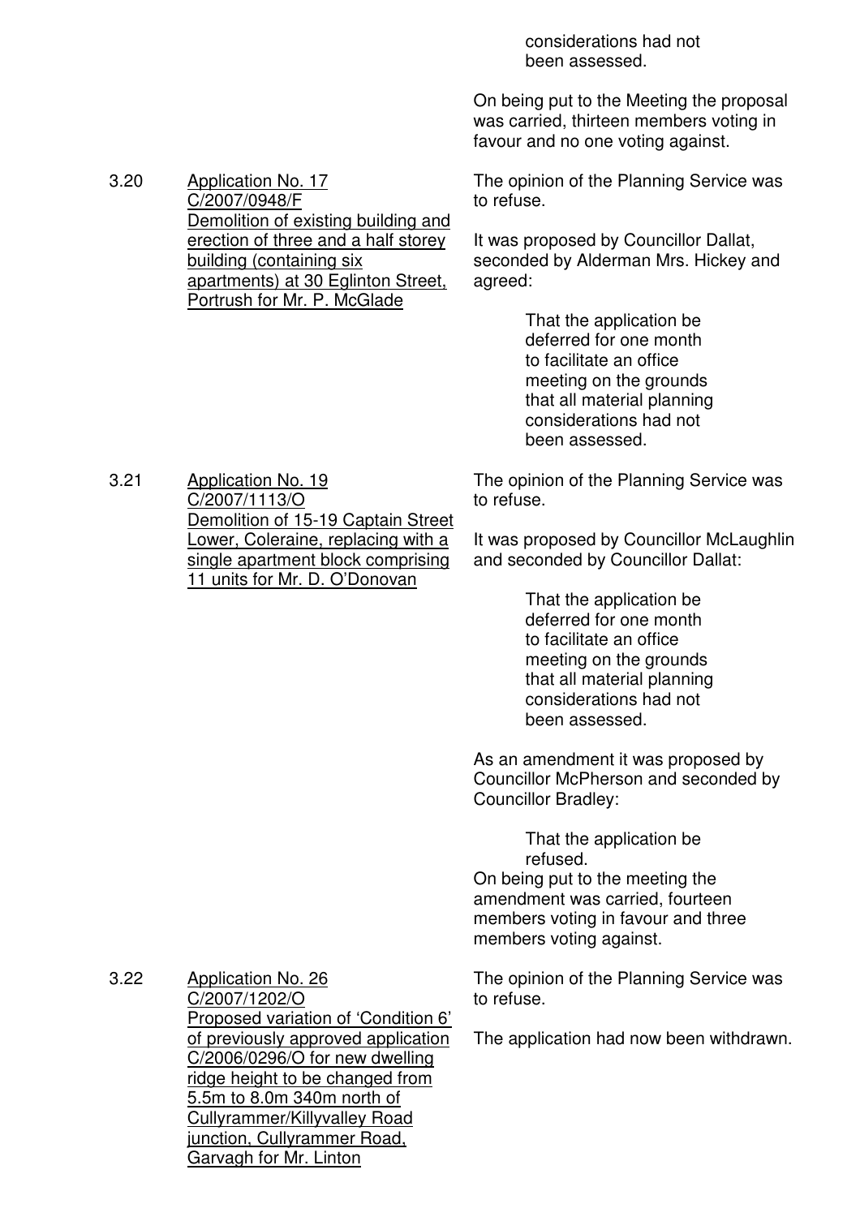considerations had not been assessed.

On being put to the Meeting the proposal was carried, thirteen members voting in favour and no one voting against.

3.20 Application No. 17
C/2007/0948/F
Demolition of existing building and erection of three and a half storey building (containing six apartments) at 30 Eglinton Street, Portrush for Mr. P. McGlade

The opinion of the Planning Service was to refuse.

It was proposed by Councillor Dallat, seconded by Alderman Mrs. Hickey and agreed:

> That the application be deferred for one month to facilitate an office meeting on the grounds that all material planning considerations had not been assessed.

3.21 Application No. 19
C/2007/1113/O
Demolition of 15-19 Captain Street Lower, Coleraine, replacing with a single apartment block comprising 11 units for Mr. D. O'Donovan

The opinion of the Planning Service was to refuse.

It was proposed by Councillor McLaughlin and seconded by Councillor Dallat:

> That the application be deferred for one month to facilitate an office meeting on the grounds that all material planning considerations had not been assessed.

As an amendment it was proposed by Councillor McPherson and seconded by Councillor Bradley:

> That the application be refused.

On being put to the meeting the amendment was carried, fourteen members voting in favour and three members voting against.

3.22 Application No. 26
C/2007/1202/O
Proposed variation of 'Condition 6' of previously approved application C/2006/0296/O for new dwelling ridge height to be changed from 5.5m to 8.0m 340m north of Cullyrammer/Killyvalley Road junction, Cullyrammer Road, Garvagh for Mr. Linton

The opinion of the Planning Service was to refuse.

The application had now been withdrawn.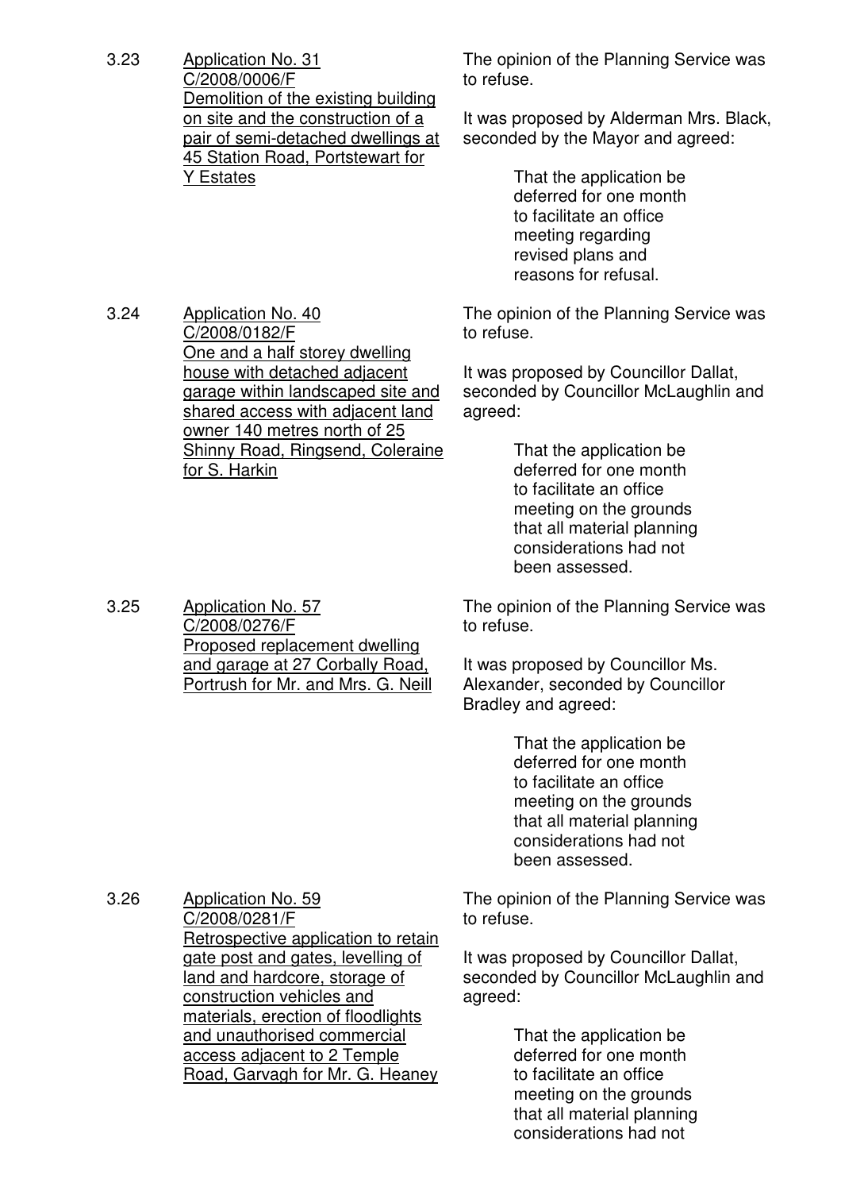3.23 <u>Application No. 31 C/2008/0006/F Demolition of the existing building on site and the construction of a pair of semi-detached dwellings at 45 Station Road, Portstewart for Y Estates</u>

The opinion of the Planning Service was to refuse.

It was proposed by Alderman Mrs. Black, seconded by the Mayor and agreed:

> That the application be deferred for one month to facilitate an office meeting regarding revised plans and reasons for refusal.

3.24 <u>Application No. 40 C/2008/0182/F One and a half storey dwelling house with detached adjacent garage within landscaped site and shared access with adjacent land owner 140 metres north of 25 Shinny Road, Ringsend, Coleraine for S. Harkin</u>

The opinion of the Planning Service was to refuse.

It was proposed by Councillor Dallat, seconded by Councillor McLaughlin and agreed:

> That the application be deferred for one month to facilitate an office meeting on the grounds that all material planning considerations had not been assessed.

3.25 <u>Application No. 57 C/2008/0276/F Proposed replacement dwelling and garage at 27 Corbally Road, Portrush for Mr. and Mrs. G. Neill</u>

The opinion of the Planning Service was to refuse.

It was proposed by Councillor Ms. Alexander, seconded by Councillor Bradley and agreed:

> That the application be deferred for one month to facilitate an office meeting on the grounds that all material planning considerations had not been assessed.

3.26 <u>Application No. 59 C/2008/0281/F Retrospective application to retain gate post and gates, levelling of land and hardcore, storage of construction vehicles and materials, erection of floodlights and unauthorised commercial access adjacent to 2 Temple Road, Garvagh for Mr. G. Heaney</u>

The opinion of the Planning Service was to refuse.

It was proposed by Councillor Dallat, seconded by Councillor McLaughlin and agreed:

> That the application be deferred for one month to facilitate an office meeting on the grounds that all material planning considerations had not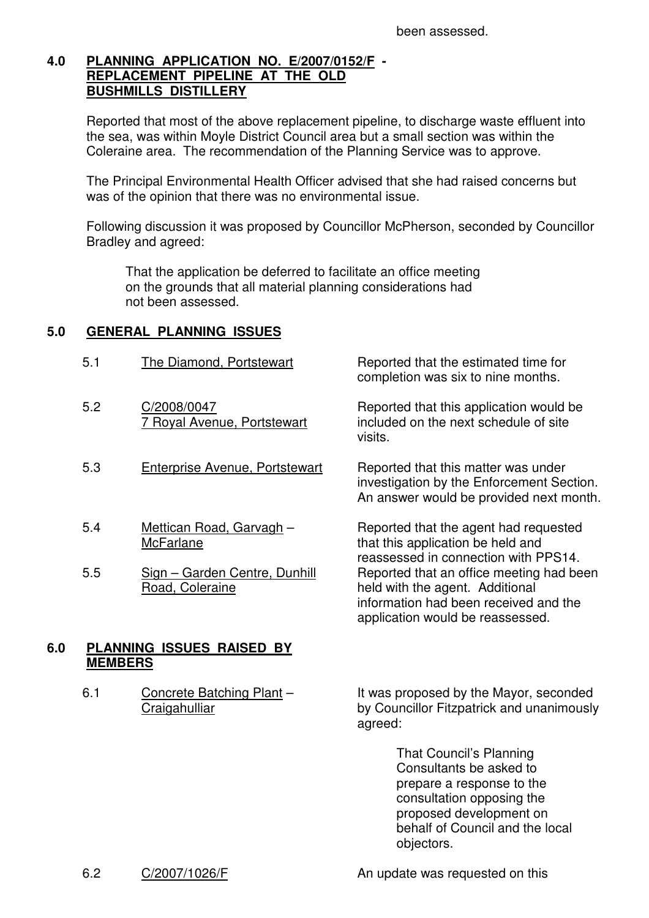been assessed.

## 4.0 PLANNING APPLICATION NO. E/2007/0152/F - REPLACEMENT PIPELINE AT THE OLD BUSHMILLS DISTILLERY

Reported that most of the above replacement pipeline, to discharge waste effluent into the sea, was within Moyle District Council area but a small section was within the Coleraine area. The recommendation of the Planning Service was to approve.

The Principal Environmental Health Officer advised that she had raised concerns but was of the opinion that there was no environmental issue.

Following discussion it was proposed by Councillor McPherson, seconded by Councillor Bradley and agreed:

> That the application be deferred to facilitate an office meeting on the grounds that all material planning considerations had not been assessed.

## 5.0 GENERAL PLANNING ISSUES

| | | |
|---|---|---|
| 5.1 | The Diamond, Portstewart | Reported that the estimated time for completion was six to nine months. |
| 5.2 | C/2008/0047<br>7 Royal Avenue, Portstewart | Reported that this application would be included on the next schedule of site visits. |
| 5.3 | Enterprise Avenue, Portstewart | Reported that this matter was under investigation by the Enforcement Section. An answer would be provided next month. |
| 5.4 | Mettican Road, Garvagh – McFarlane | Reported that the agent had requested that this application be held and reassessed in connection with PPS14. |
| 5.5 | Sign – Garden Centre, Dunhill Road, Coleraine | Reported that an office meeting had been held with the agent. Additional information had been received and the application would be reassessed. |

## 6.0 PLANNING ISSUES RAISED BY MEMBERS

| | | |
|---|---|---|
| 6.1 | Concrete Batching Plant – Craigahulliar | It was proposed by the Mayor, seconded by Councillor Fitzpatrick and unanimously agreed:<br><br>That Council's Planning Consultants be asked to prepare a response to the consultation opposing the proposed development on behalf of Council and the local objectors. |
| 6.2 | C/2007/1026/F | An update was requested on this |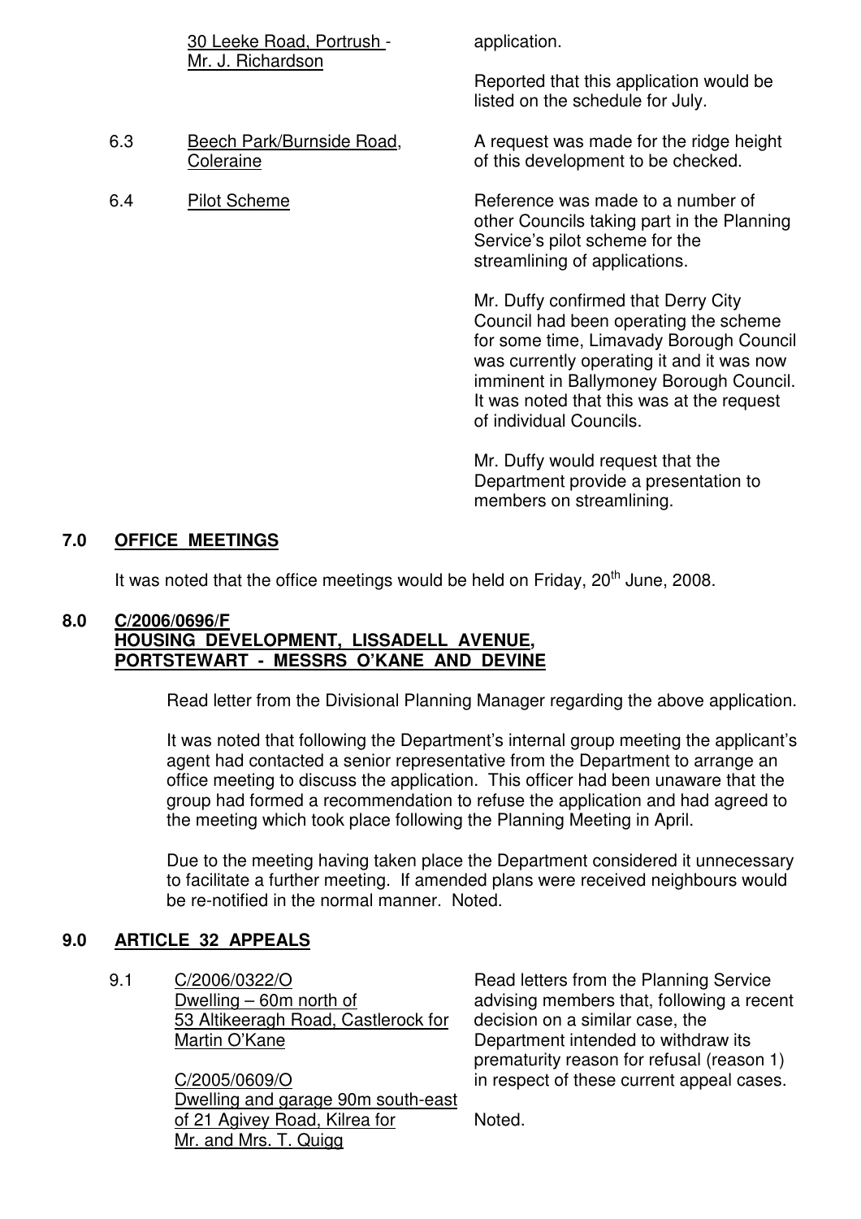| | | |
|---|---|---|
| | 30 Leeke Road, Portrush - Mr. J. Richardson | application.<br><br>Reported that this application would be listed on the schedule for July. |
| 6.3 | Beech Park/Burnside Road, Coleraine | A request was made for the ridge height of this development to be checked. |
| 6.4 | Pilot Scheme | Reference was made to a number of other Councils taking part in the Planning Service's pilot scheme for the streamlining of applications.<br><br>Mr. Duffy confirmed that Derry City Council had been operating the scheme for some time, Limavady Borough Council was currently operating it and it was now imminent in Ballymoney Borough Council. It was noted that this was at the request of individual Councils.<br><br>Mr. Duffy would request that the Department provide a presentation to members on streamlining. |

## 7.0 OFFICE MEETINGS

It was noted that the office meetings would be held on Friday, 20th June, 2008.

## 8.0 C/2006/0696/F HOUSING DEVELOPMENT, LISSADELL AVENUE, PORTSTEWART - MESSRS O'KANE AND DEVINE

Read letter from the Divisional Planning Manager regarding the above application.

It was noted that following the Department's internal group meeting the applicant's agent had contacted a senior representative from the Department to arrange an office meeting to discuss the application. This officer had been unaware that the group had formed a recommendation to refuse the application and had agreed to the meeting which took place following the Planning Meeting in April.

Due to the meeting having taken place the Department considered it unnecessary to facilitate a further meeting. If amended plans were received neighbours would be re-notified in the normal manner. Noted.

## 9.0 ARTICLE 32 APPEALS

| | | |
|---|---|---|
| 9.1 | C/2006/0322/O<br>Dwelling – 60m north of 53 Altikeeragh Road, Castlerock for Martin O'Kane<br><br>C/2005/0609/O<br>Dwelling and garage 90m south-east of 21 Agivey Road, Kilrea for Mr. and Mrs. T. Quigg | Read letters from the Planning Service advising members that, following a recent decision on a similar case, the Department intended to withdraw its prematurity reason for refusal (reason 1) in respect of these current appeal cases.<br><br>Noted. |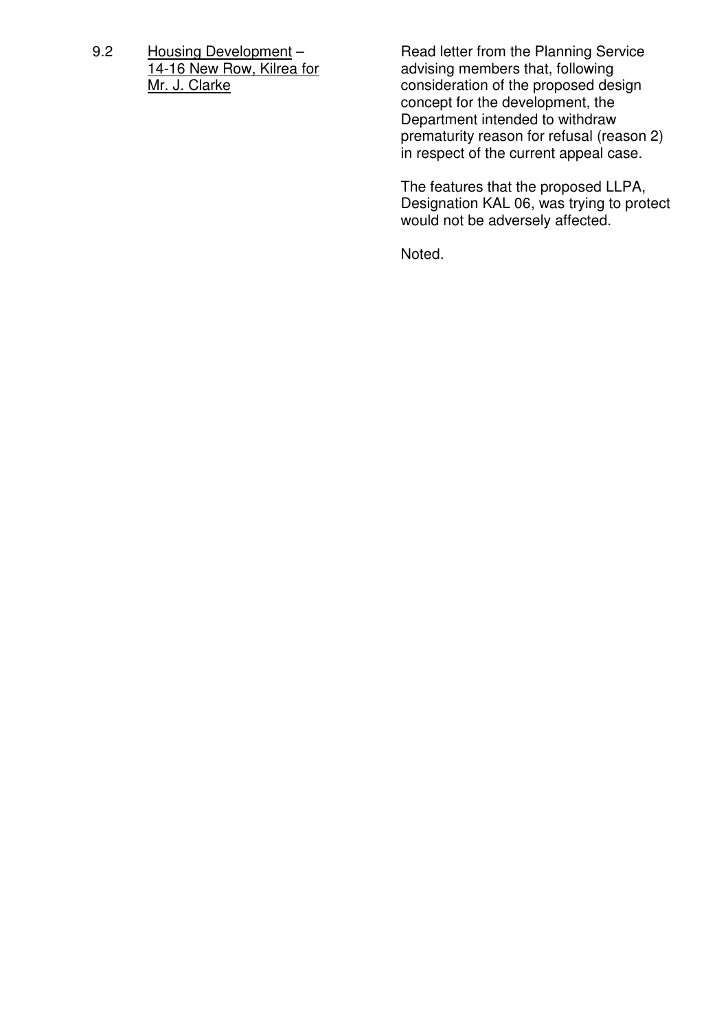9.2 Housing Development – 14-16 New Row, Kilrea for Mr. J. Clarke

Read letter from the Planning Service advising members that, following consideration of the proposed design concept for the development, the Department intended to withdraw prematurity reason for refusal (reason 2) in respect of the current appeal case.

The features that the proposed LLPA, Designation KAL 06, was trying to protect would not be adversely affected.

Noted.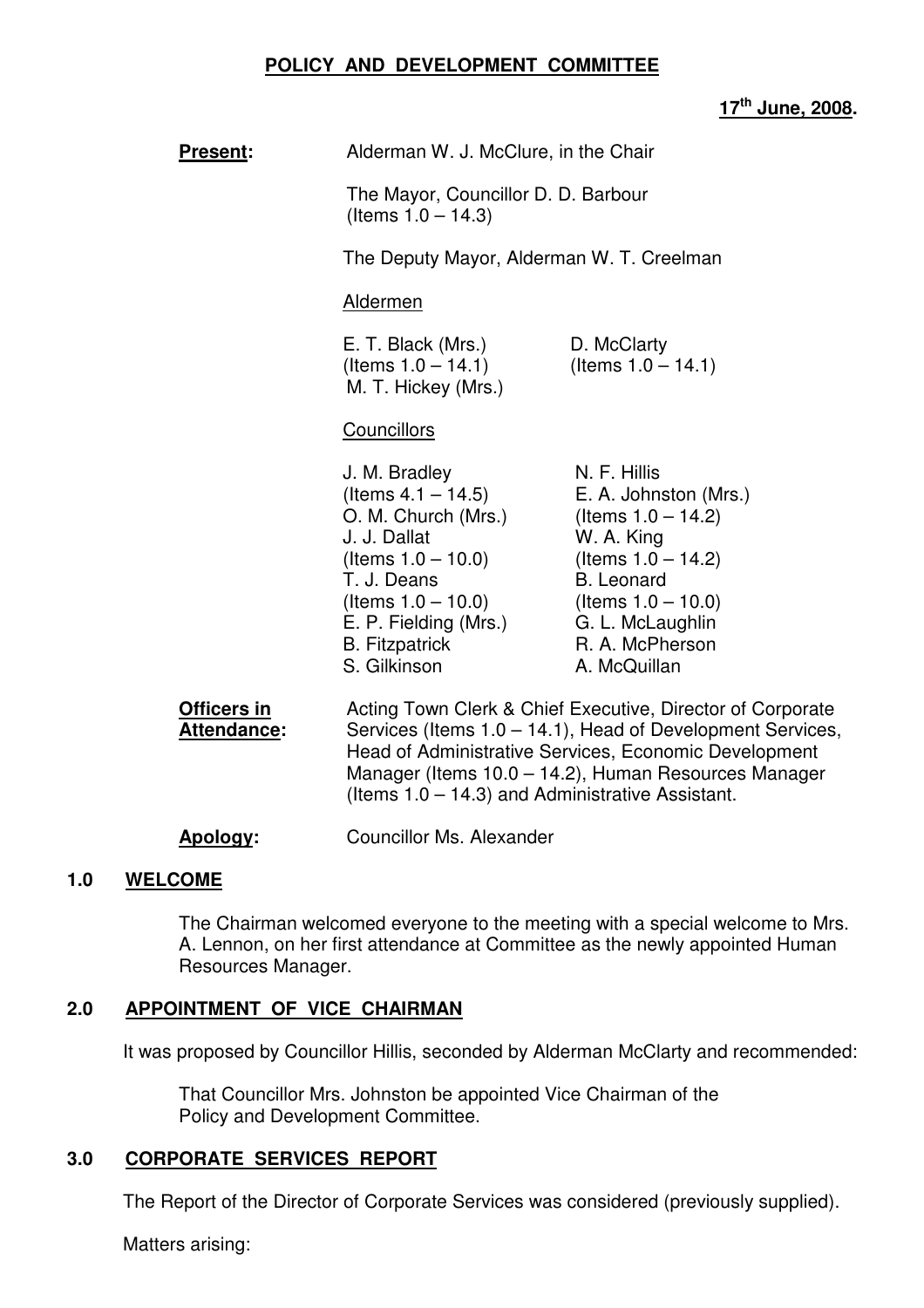## POLICY AND DEVELOPMENT COMMITTEE

**17th June, 2008.**

**Present:** Alderman W. J. McClure, in the Chair

The Mayor, Councillor D. D. Barbour
(Items 1.0 – 14.3)

The Deputy Mayor, Alderman W. T. Creelman

Aldermen

E. T. Black (Mrs.)
(Items 1.0 – 14.1)
M. T. Hickey (Mrs.)

D. McClarty
(Items 1.0 – 14.1)

Councillors

J. M. Bradley
(Items 4.1 – 14.5)
O. M. Church (Mrs.)
J. J. Dallat
(Items 1.0 – 10.0)
T. J. Deans
(Items 1.0 – 10.0)
E. P. Fielding (Mrs.)
B. Fitzpatrick
S. Gilkinson

N. F. Hillis
E. A. Johnston (Mrs.)
(Items 1.0 – 14.2)
W. A. King
(Items 1.0 – 14.2)
B. Leonard
(Items 1.0 – 10.0)
G. L. McLaughlin
R. A. McPherson
A. McQuillan

**Officers in Attendance:** Acting Town Clerk & Chief Executive, Director of Corporate Services (Items 1.0 – 14.1), Head of Development Services, Head of Administrative Services, Economic Development Manager (Items 10.0 – 14.2), Human Resources Manager (Items 1.0 – 14.3) and Administrative Assistant.

**Apology:** Councillor Ms. Alexander

### 1.0 WELCOME

The Chairman welcomed everyone to the meeting with a special welcome to Mrs. A. Lennon, on her first attendance at Committee as the newly appointed Human Resources Manager.

### 2.0 APPOINTMENT OF VICE CHAIRMAN

It was proposed by Councillor Hillis, seconded by Alderman McClarty and recommended:

That Councillor Mrs. Johnston be appointed Vice Chairman of the Policy and Development Committee.

### 3.0 CORPORATE SERVICES REPORT

The Report of the Director of Corporate Services was considered (previously supplied).

Matters arising: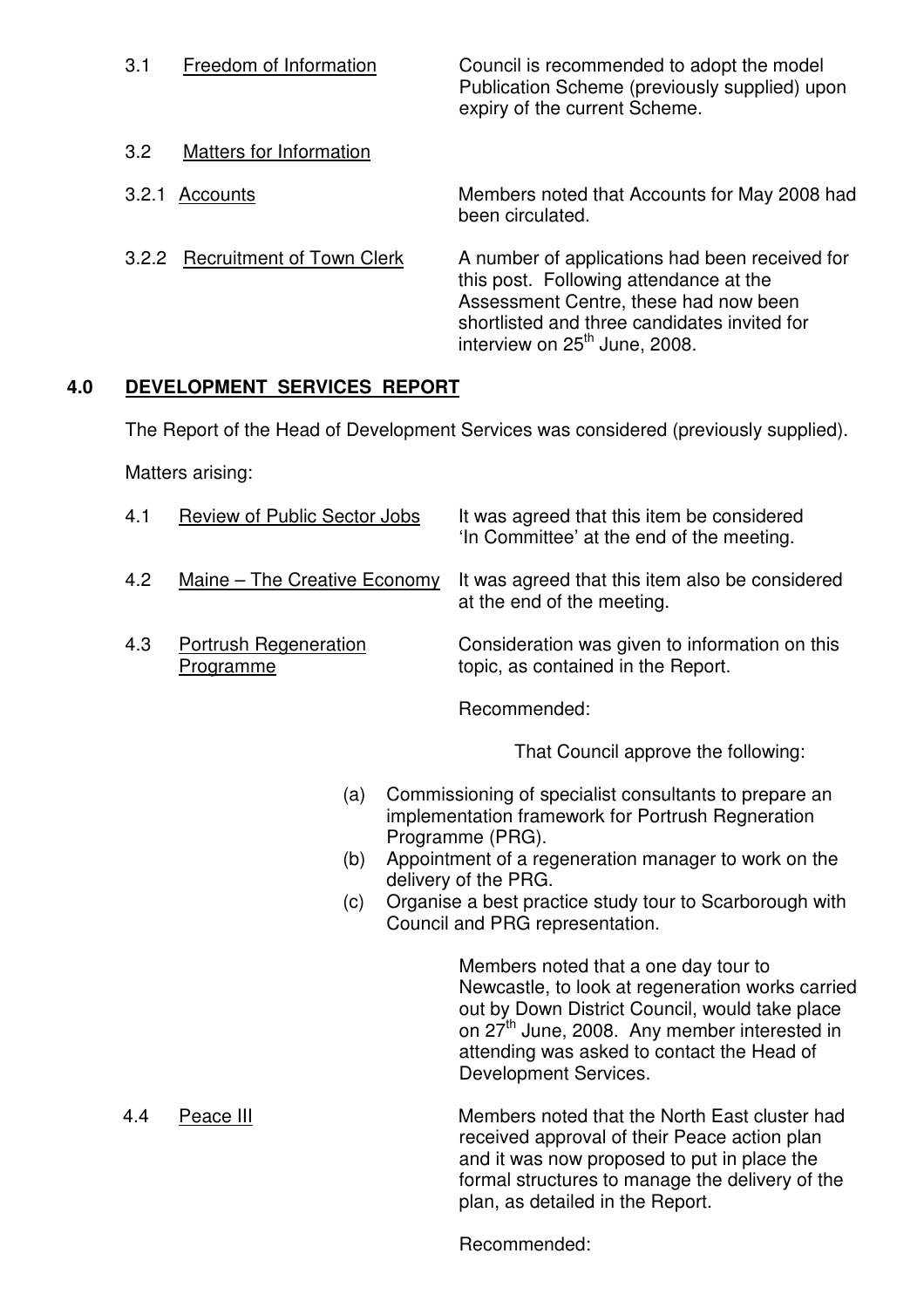3.1 Freedom of Information — Council is recommended to adopt the model Publication Scheme (previously supplied) upon expiry of the current Scheme.

3.2 Matters for Information

3.2.1 Accounts — Members noted that Accounts for May 2008 had been circulated.

3.2.2 Recruitment of Town Clerk — A number of applications had been received for this post. Following attendance at the Assessment Centre, these had now been shortlisted and three candidates invited for interview on 25th June, 2008.

## 4.0 DEVELOPMENT SERVICES REPORT

The Report of the Head of Development Services was considered (previously supplied).

Matters arising:

4.1 Review of Public Sector Jobs — It was agreed that this item be considered 'In Committee' at the end of the meeting.

4.2 Maine – The Creative Economy — It was agreed that this item also be considered at the end of the meeting.

4.3 Portrush Regeneration Programme — Consideration was given to information on this topic, as contained in the Report.

Recommended:

That Council approve the following:

(a) Commissioning of specialist consultants to prepare an implementation framework for Portrush Regneration Programme (PRG).
(b) Appointment of a regeneration manager to work on the delivery of the PRG.
(c) Organise a best practice study tour to Scarborough with Council and PRG representation.

Members noted that a one day tour to Newcastle, to look at regeneration works carried out by Down District Council, would take place on 27th June, 2008. Any member interested in attending was asked to contact the Head of Development Services.

4.4 Peace III — Members noted that the North East cluster had received approval of their Peace action plan and it was now proposed to put in place the formal structures to manage the delivery of the plan, as detailed in the Report.

Recommended: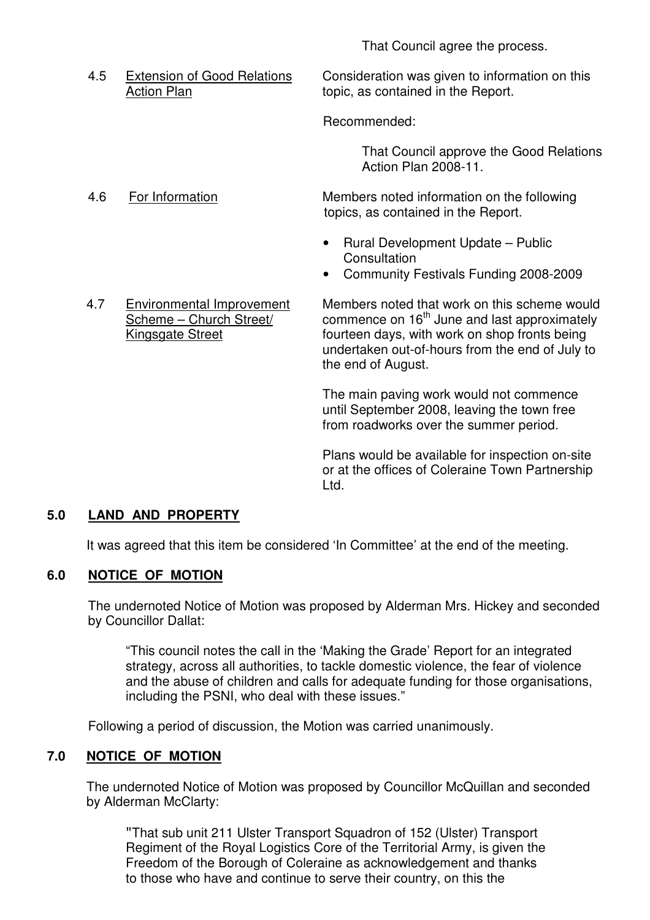That Council agree the process.

4.5 Extension of Good Relations Action Plan

Consideration was given to information on this topic, as contained in the Report.

Recommended:

That Council approve the Good Relations Action Plan 2008-11.

4.6 For Information

Members noted information on the following topics, as contained in the Report.

- Rural Development Update – Public Consultation
- Community Festivals Funding 2008-2009

4.7 Environmental Improvement Scheme – Church Street/ Kingsgate Street

Members noted that work on this scheme would commence on 16th June and last approximately fourteen days, with work on shop fronts being undertaken out-of-hours from the end of July to the end of August.

The main paving work would not commence until September 2008, leaving the town free from roadworks over the summer period.

Plans would be available for inspection on-site or at the offices of Coleraine Town Partnership Ltd.

## 5.0 LAND AND PROPERTY

It was agreed that this item be considered 'In Committee' at the end of the meeting.

## 6.0 NOTICE OF MOTION

The undernoted Notice of Motion was proposed by Alderman Mrs. Hickey and seconded by Councillor Dallat:

> "This council notes the call in the 'Making the Grade' Report for an integrated strategy, across all authorities, to tackle domestic violence, the fear of violence and the abuse of children and calls for adequate funding for those organisations, including the PSNI, who deal with these issues."

Following a period of discussion, the Motion was carried unanimously.

## 7.0 NOTICE OF MOTION

The undernoted Notice of Motion was proposed by Councillor McQuillan and seconded by Alderman McClarty:

> "That sub unit 211 Ulster Transport Squadron of 152 (Ulster) Transport Regiment of the Royal Logistics Core of the Territorial Army, is given the Freedom of the Borough of Coleraine as acknowledgement and thanks to those who have and continue to serve their country, on this the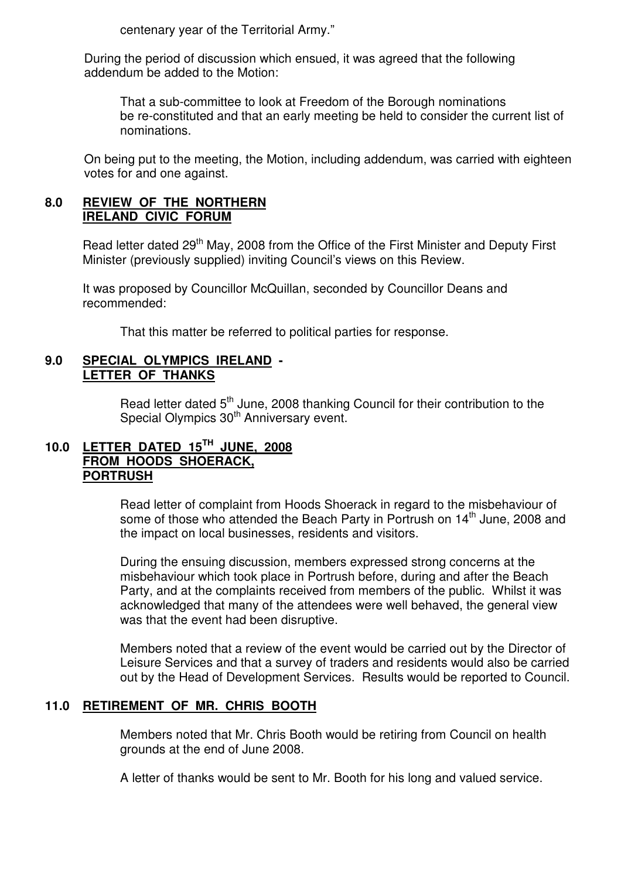centenary year of the Territorial Army."

During the period of discussion which ensued, it was agreed that the following addendum be added to the Motion:

> That a sub-committee to look at Freedom of the Borough nominations be re-constituted and that an early meeting be held to consider the current list of nominations.

On being put to the meeting, the Motion, including addendum, was carried with eighteen votes for and one against.

## 8.0 REVIEW OF THE NORTHERN IRELAND CIVIC FORUM

Read letter dated 29th May, 2008 from the Office of the First Minister and Deputy First Minister (previously supplied) inviting Council's views on this Review.

It was proposed by Councillor McQuillan, seconded by Councillor Deans and recommended:

> That this matter be referred to political parties for response.

## 9.0 SPECIAL OLYMPICS IRELAND - LETTER OF THANKS

Read letter dated 5th June, 2008 thanking Council for their contribution to the Special Olympics 30th Anniversary event.

## 10.0 LETTER DATED 15TH JUNE, 2008 FROM HOODS SHOERACK, PORTRUSH

Read letter of complaint from Hoods Shoerack in regard to the misbehaviour of some of those who attended the Beach Party in Portrush on 14th June, 2008 and the impact on local businesses, residents and visitors.

During the ensuing discussion, members expressed strong concerns at the misbehaviour which took place in Portrush before, during and after the Beach Party, and at the complaints received from members of the public. Whilst it was acknowledged that many of the attendees were well behaved, the general view was that the event had been disruptive.

Members noted that a review of the event would be carried out by the Director of Leisure Services and that a survey of traders and residents would also be carried out by the Head of Development Services. Results would be reported to Council.

## 11.0 RETIREMENT OF MR. CHRIS BOOTH

Members noted that Mr. Chris Booth would be retiring from Council on health grounds at the end of June 2008.

A letter of thanks would be sent to Mr. Booth for his long and valued service.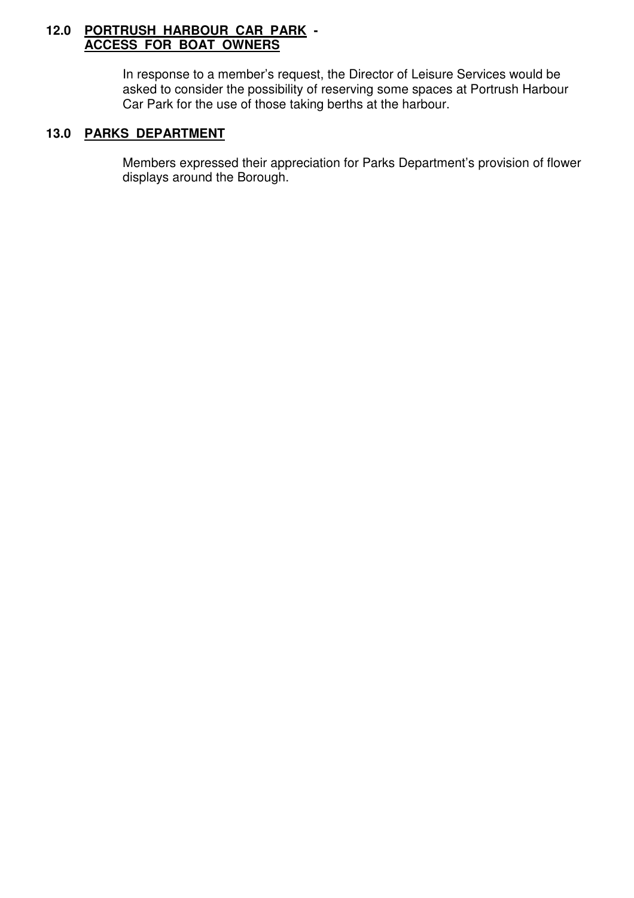## 12.0 PORTRUSH HARBOUR CAR PARK - ACCESS FOR BOAT OWNERS

In response to a member's request, the Director of Leisure Services would be asked to consider the possibility of reserving some spaces at Portrush Harbour Car Park for the use of those taking berths at the harbour.

## 13.0 PARKS DEPARTMENT

Members expressed their appreciation for Parks Department's provision of flower displays around the Borough.